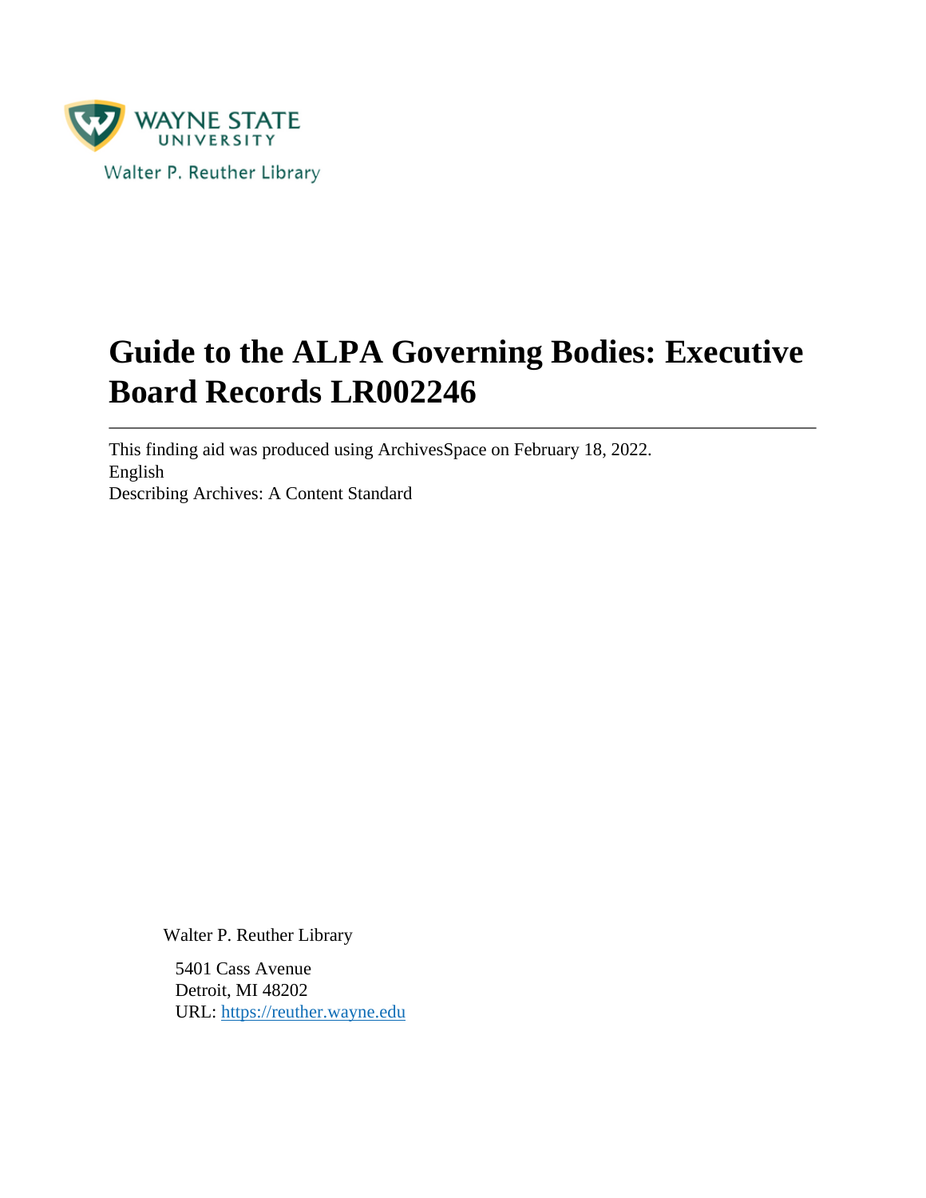Walter P. Reuther Library

# Guide to the ALPA Governing Bodies: Executive Board Records LR002246

---

This finding aid was produced using ArchivesSpace on February 18, 2022.
English
Describing Archives: A Content Standard

Walter P. Reuther Library

5401 Cass Avenue
Detroit, MI 48202
URL: https://reuther.wayne.edu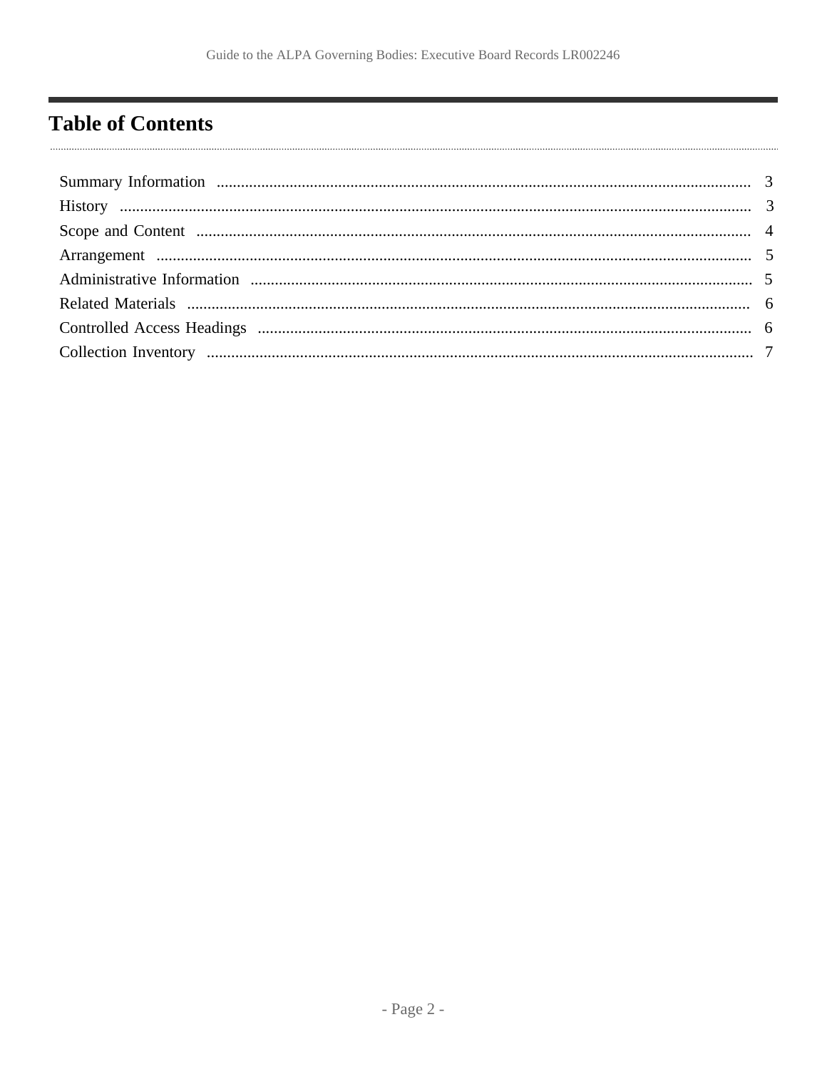# Table of Contents

| | |
|---|---|
| Summary Information | 3 |
| History | 3 |
| Scope and Content | 4 |
| Arrangement | 5 |
| Administrative Information | 5 |
| Related Materials | 6 |
| Controlled Access Headings | 6 |
| Collection Inventory | 7 |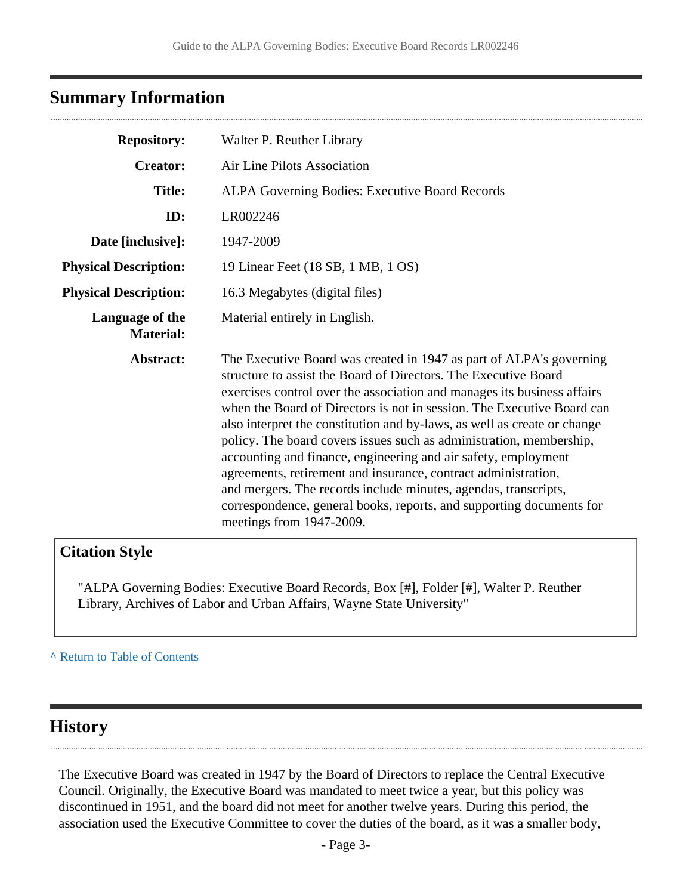## Summary Information

| | |
|---|---|
| **Repository:** | Walter P. Reuther Library |
| **Creator:** | Air Line Pilots Association |
| **Title:** | ALPA Governing Bodies: Executive Board Records |
| **ID:** | LR002246 |
| **Date [inclusive]:** | 1947-2009 |
| **Physical Description:** | 19 Linear Feet (18 SB, 1 MB, 1 OS) |
| **Physical Description:** | 16.3 Megabytes (digital files) |
| **Language of the Material:** | Material entirely in English. |
| **Abstract:** | The Executive Board was created in 1947 as part of ALPA's governing structure to assist the Board of Directors. The Executive Board exercises control over the association and manages its business affairs when the Board of Directors is not in session. The Executive Board can also interpret the constitution and by-laws, as well as create or change policy. The board covers issues such as administration, membership, accounting and finance, engineering and air safety, employment agreements, retirement and insurance, contract administration, and mergers. The records include minutes, agendas, transcripts, correspondence, general books, reports, and supporting documents for meetings from 1947-2009. |

### Citation Style

"ALPA Governing Bodies: Executive Board Records, Box [#], Folder [#], Walter P. Reuther Library, Archives of Labor and Urban Affairs, Wayne State University"

^ Return to Table of Contents

## History

The Executive Board was created in 1947 by the Board of Directors to replace the Central Executive Council. Originally, the Executive Board was mandated to meet twice a year, but this policy was discontinued in 1951, and the board did not meet for another twelve years. During this period, the association used the Executive Committee to cover the duties of the board, as it was a smaller body,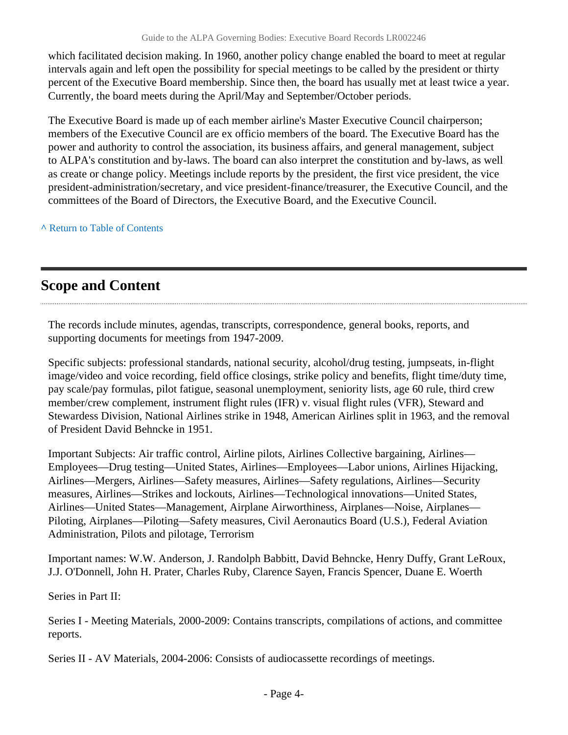which facilitated decision making. In 1960, another policy change enabled the board to meet at regular intervals again and left open the possibility for special meetings to be called by the president or thirty percent of the Executive Board membership. Since then, the board has usually met at least twice a year. Currently, the board meets during the April/May and September/October periods.

The Executive Board is made up of each member airline's Master Executive Council chairperson; members of the Executive Council are ex officio members of the board. The Executive Board has the power and authority to control the association, its business affairs, and general management, subject to ALPA's constitution and by-laws. The board can also interpret the constitution and by-laws, as well as create or change policy. Meetings include reports by the president, the first vice president, the vice president-administration/secretary, and vice president-finance/treasurer, the Executive Council, and the committees of the Board of Directors, the Executive Board, and the Executive Council.

^ Return to Table of Contents

## Scope and Content

The records include minutes, agendas, transcripts, correspondence, general books, reports, and supporting documents for meetings from 1947-2009.

Specific subjects: professional standards, national security, alcohol/drug testing, jumpseats, in-flight image/video and voice recording, field office closings, strike policy and benefits, flight time/duty time, pay scale/pay formulas, pilot fatigue, seasonal unemployment, seniority lists, age 60 rule, third crew member/crew complement, instrument flight rules (IFR) v. visual flight rules (VFR), Steward and Stewardess Division, National Airlines strike in 1948, American Airlines split in 1963, and the removal of President David Behncke in 1951.

Important Subjects: Air traffic control, Airline pilots, Airlines Collective bargaining, Airlines—Employees—Drug testing—United States, Airlines—Employees—Labor unions, Airlines Hijacking, Airlines—Mergers, Airlines—Safety measures, Airlines—Safety regulations, Airlines—Security measures, Airlines—Strikes and lockouts, Airlines—Technological innovations—United States, Airlines—United States—Management, Airplane Airworthiness, Airplanes—Noise, Airplanes—Piloting, Airplanes—Piloting—Safety measures, Civil Aeronautics Board (U.S.), Federal Aviation Administration, Pilots and pilotage, Terrorism

Important names: W.W. Anderson, J. Randolph Babbitt, David Behncke, Henry Duffy, Grant LeRoux, J.J. O'Donnell, John H. Prater, Charles Ruby, Clarence Sayen, Francis Spencer, Duane E. Woerth

Series in Part II:

Series I - Meeting Materials, 2000-2009: Contains transcripts, compilations of actions, and committee reports.

Series II - AV Materials, 2004-2006: Consists of audiocassette recordings of meetings.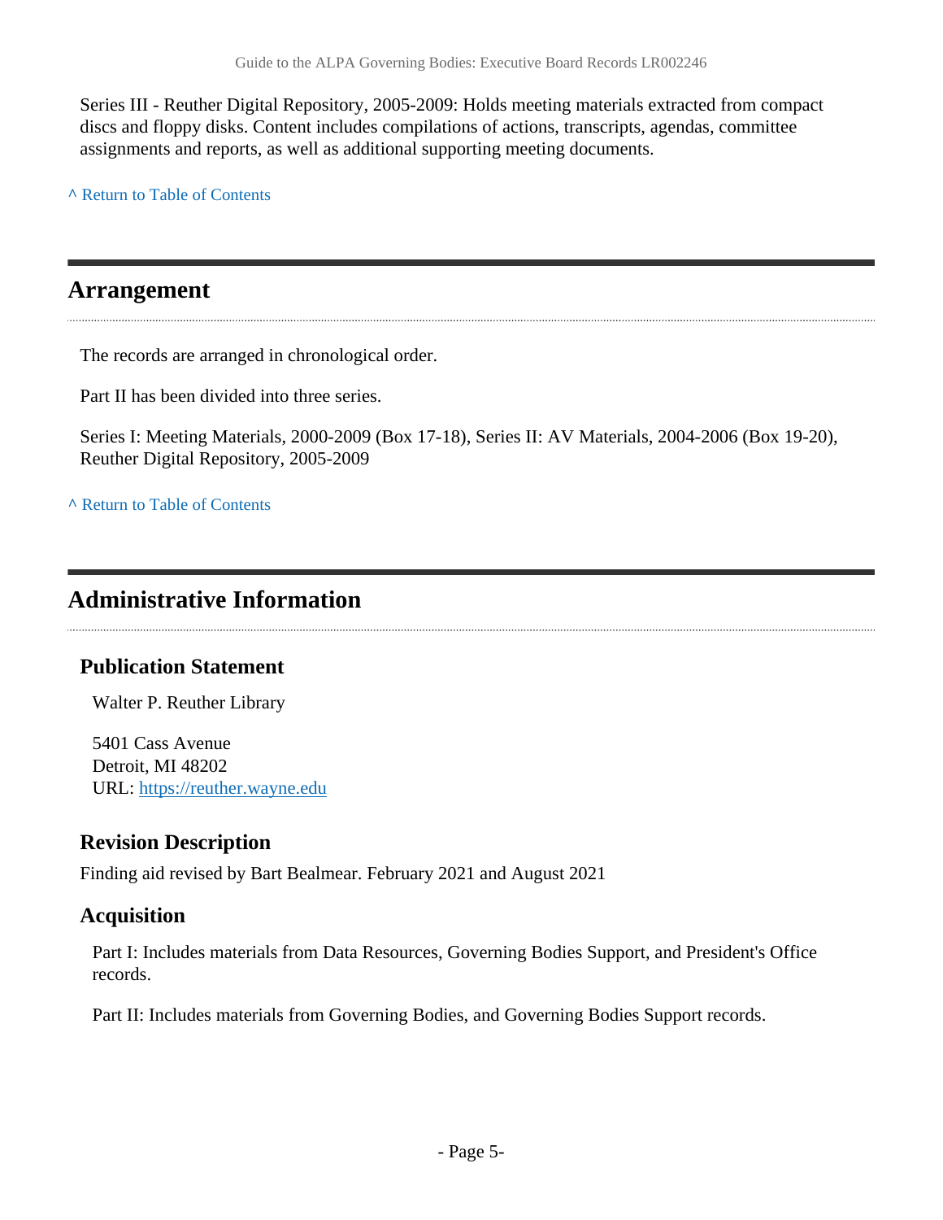Series III - Reuther Digital Repository, 2005-2009: Holds meeting materials extracted from compact discs and floppy disks. Content includes compilations of actions, transcripts, agendas, committee assignments and reports, as well as additional supporting meeting documents.

^ Return to Table of Contents

## Arrangement

The records are arranged in chronological order.

Part II has been divided into three series.

Series I: Meeting Materials, 2000-2009 (Box 17-18), Series II: AV Materials, 2004-2006 (Box 19-20), Reuther Digital Repository, 2005-2009

^ Return to Table of Contents

## Administrative Information

### Publication Statement

Walter P. Reuther Library

5401 Cass Avenue
Detroit, MI 48202
URL: https://reuther.wayne.edu

### Revision Description

Finding aid revised by Bart Bealmear. February 2021 and August 2021

### Acquisition

Part I: Includes materials from Data Resources, Governing Bodies Support, and President's Office records.

Part II: Includes materials from Governing Bodies, and Governing Bodies Support records.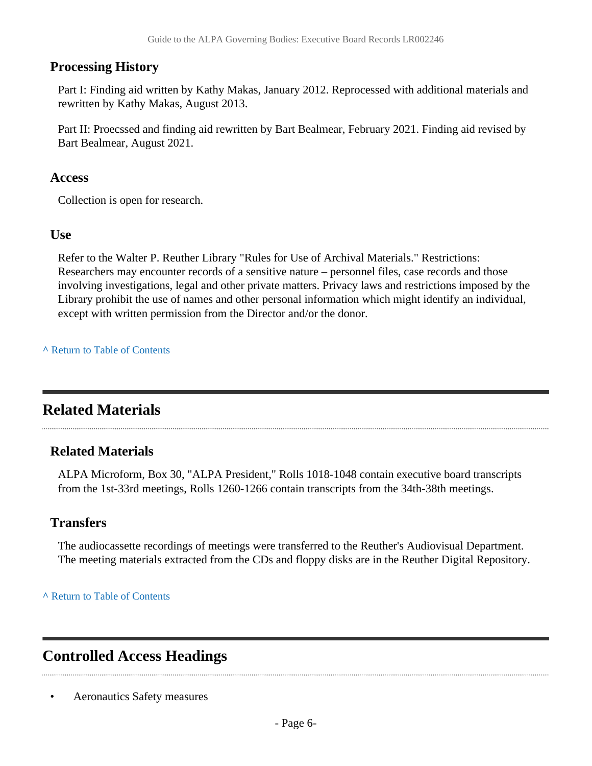### Processing History

Part I: Finding aid written by Kathy Makas, January 2012. Reprocessed with additional materials and rewritten by Kathy Makas, August 2013.

Part II: Proecssed and finding aid rewritten by Bart Bealmear, February 2021. Finding aid revised by Bart Bealmear, August 2021.

### Access

Collection is open for research.

### Use

Refer to the Walter P. Reuther Library "Rules for Use of Archival Materials." Restrictions: Researchers may encounter records of a sensitive nature – personnel files, case records and those involving investigations, legal and other private matters. Privacy laws and restrictions imposed by the Library prohibit the use of names and other personal information which might identify an individual, except with written permission from the Director and/or the donor.

^ Return to Table of Contents

## Related Materials

### Related Materials

ALPA Microform, Box 30, "ALPA President," Rolls 1018-1048 contain executive board transcripts from the 1st-33rd meetings, Rolls 1260-1266 contain transcripts from the 34th-38th meetings.

### Transfers

The audiocassette recordings of meetings were transferred to the Reuther's Audiovisual Department. The meeting materials extracted from the CDs and floppy disks are in the Reuther Digital Repository.

^ Return to Table of Contents

## Controlled Access Headings

- Aeronautics Safety measures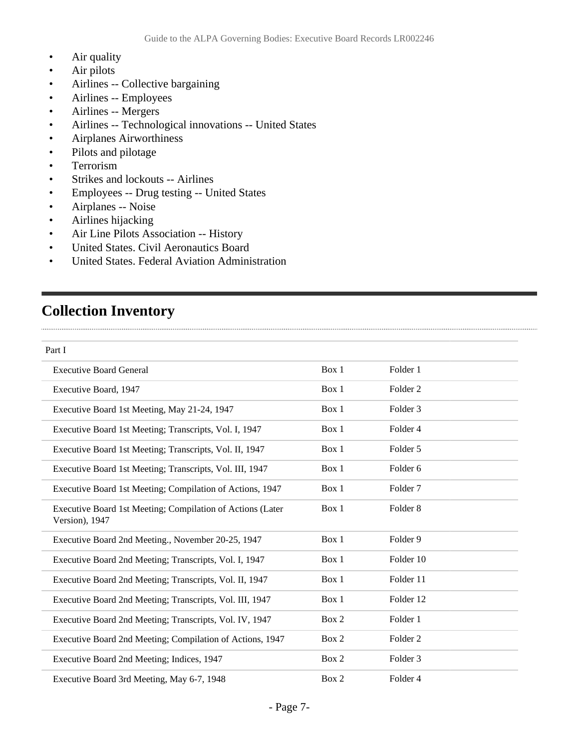- Air quality
- Air pilots
- Airlines -- Collective bargaining
- Airlines -- Employees
- Airlines -- Mergers
- Airlines -- Technological innovations -- United States
- Airplanes Airworthiness
- Pilots and pilotage
- Terrorism
- Strikes and lockouts -- Airlines
- Employees -- Drug testing -- United States
- Airplanes -- Noise
- Airlines hijacking
- Air Line Pilots Association -- History
- United States. Civil Aeronautics Board
- United States. Federal Aviation Administration

## Collection Inventory

| Part I | | |
|---|---|---|
| Executive Board General | Box 1 | Folder 1 |
| Executive Board, 1947 | Box 1 | Folder 2 |
| Executive Board 1st Meeting, May 21-24, 1947 | Box 1 | Folder 3 |
| Executive Board 1st Meeting; Transcripts, Vol. I, 1947 | Box 1 | Folder 4 |
| Executive Board 1st Meeting; Transcripts, Vol. II, 1947 | Box 1 | Folder 5 |
| Executive Board 1st Meeting; Transcripts, Vol. III, 1947 | Box 1 | Folder 6 |
| Executive Board 1st Meeting; Compilation of Actions, 1947 | Box 1 | Folder 7 |
| Executive Board 1st Meeting; Compilation of Actions (Later Version), 1947 | Box 1 | Folder 8 |
| Executive Board 2nd Meeting., November 20-25, 1947 | Box 1 | Folder 9 |
| Executive Board 2nd Meeting; Transcripts, Vol. I, 1947 | Box 1 | Folder 10 |
| Executive Board 2nd Meeting; Transcripts, Vol. II, 1947 | Box 1 | Folder 11 |
| Executive Board 2nd Meeting; Transcripts, Vol. III, 1947 | Box 1 | Folder 12 |
| Executive Board 2nd Meeting; Transcripts, Vol. IV, 1947 | Box 2 | Folder 1 |
| Executive Board 2nd Meeting; Compilation of Actions, 1947 | Box 2 | Folder 2 |
| Executive Board 2nd Meeting; Indices, 1947 | Box 2 | Folder 3 |
| Executive Board 3rd Meeting, May 6-7, 1948 | Box 2 | Folder 4 |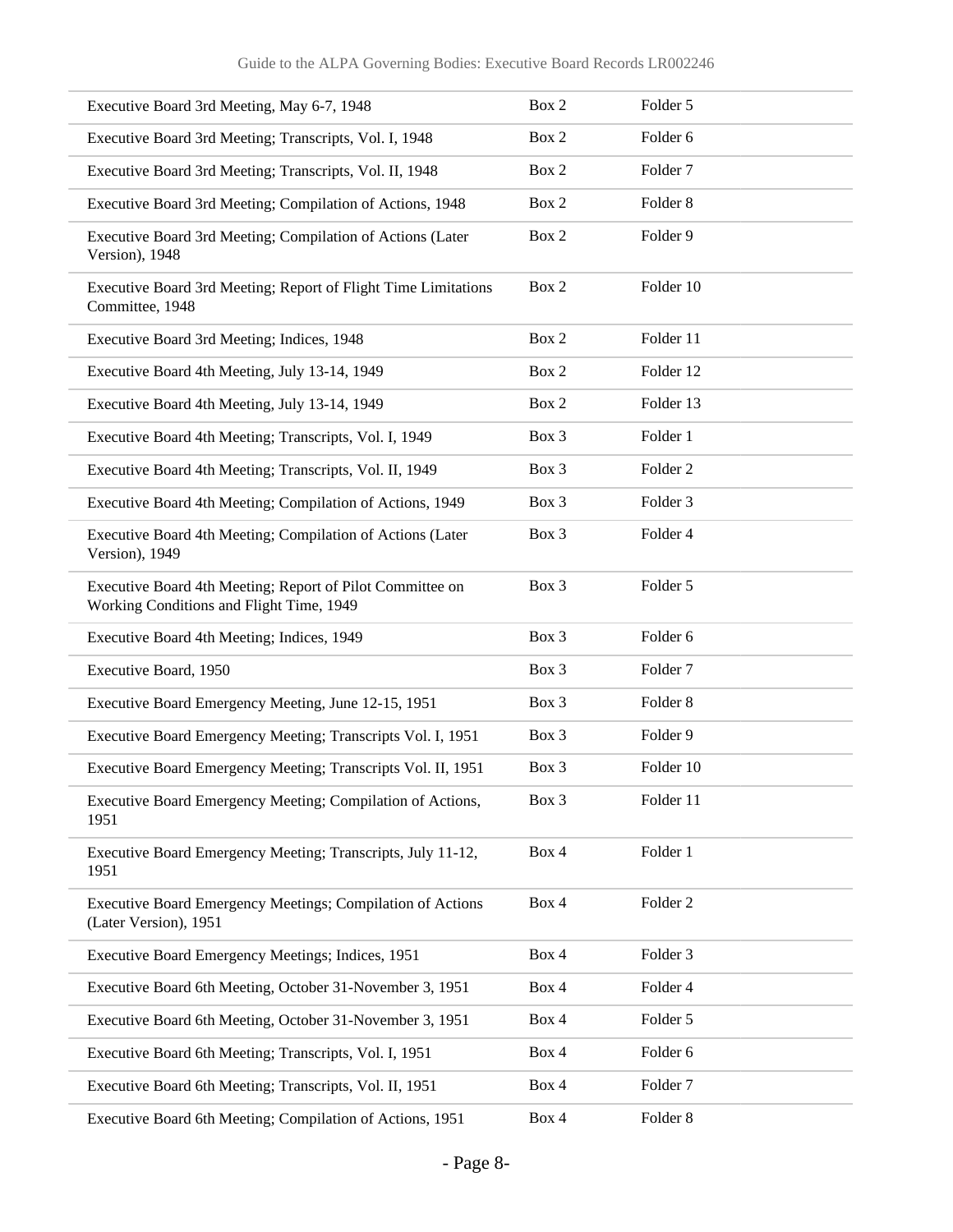| | | |
|---|---|---|
| Executive Board 3rd Meeting, May 6-7, 1948 | Box 2 | Folder 5 |
| Executive Board 3rd Meeting; Transcripts, Vol. I, 1948 | Box 2 | Folder 6 |
| Executive Board 3rd Meeting; Transcripts, Vol. II, 1948 | Box 2 | Folder 7 |
| Executive Board 3rd Meeting; Compilation of Actions, 1948 | Box 2 | Folder 8 |
| Executive Board 3rd Meeting; Compilation of Actions (Later Version), 1948 | Box 2 | Folder 9 |
| Executive Board 3rd Meeting; Report of Flight Time Limitations Committee, 1948 | Box 2 | Folder 10 |
| Executive Board 3rd Meeting; Indices, 1948 | Box 2 | Folder 11 |
| Executive Board 4th Meeting, July 13-14, 1949 | Box 2 | Folder 12 |
| Executive Board 4th Meeting, July 13-14, 1949 | Box 2 | Folder 13 |
| Executive Board 4th Meeting; Transcripts, Vol. I, 1949 | Box 3 | Folder 1 |
| Executive Board 4th Meeting; Transcripts, Vol. II, 1949 | Box 3 | Folder 2 |
| Executive Board 4th Meeting; Compilation of Actions, 1949 | Box 3 | Folder 3 |
| Executive Board 4th Meeting; Compilation of Actions (Later Version), 1949 | Box 3 | Folder 4 |
| Executive Board 4th Meeting; Report of Pilot Committee on Working Conditions and Flight Time, 1949 | Box 3 | Folder 5 |
| Executive Board 4th Meeting; Indices, 1949 | Box 3 | Folder 6 |
| Executive Board, 1950 | Box 3 | Folder 7 |
| Executive Board Emergency Meeting, June 12-15, 1951 | Box 3 | Folder 8 |
| Executive Board Emergency Meeting; Transcripts Vol. I, 1951 | Box 3 | Folder 9 |
| Executive Board Emergency Meeting; Transcripts Vol. II, 1951 | Box 3 | Folder 10 |
| Executive Board Emergency Meeting; Compilation of Actions, 1951 | Box 3 | Folder 11 |
| Executive Board Emergency Meeting; Transcripts, July 11-12, 1951 | Box 4 | Folder 1 |
| Executive Board Emergency Meetings; Compilation of Actions (Later Version), 1951 | Box 4 | Folder 2 |
| Executive Board Emergency Meetings; Indices, 1951 | Box 4 | Folder 3 |
| Executive Board 6th Meeting, October 31-November 3, 1951 | Box 4 | Folder 4 |
| Executive Board 6th Meeting, October 31-November 3, 1951 | Box 4 | Folder 5 |
| Executive Board 6th Meeting; Transcripts, Vol. I, 1951 | Box 4 | Folder 6 |
| Executive Board 6th Meeting; Transcripts, Vol. II, 1951 | Box 4 | Folder 7 |
| Executive Board 6th Meeting; Compilation of Actions, 1951 | Box 4 | Folder 8 |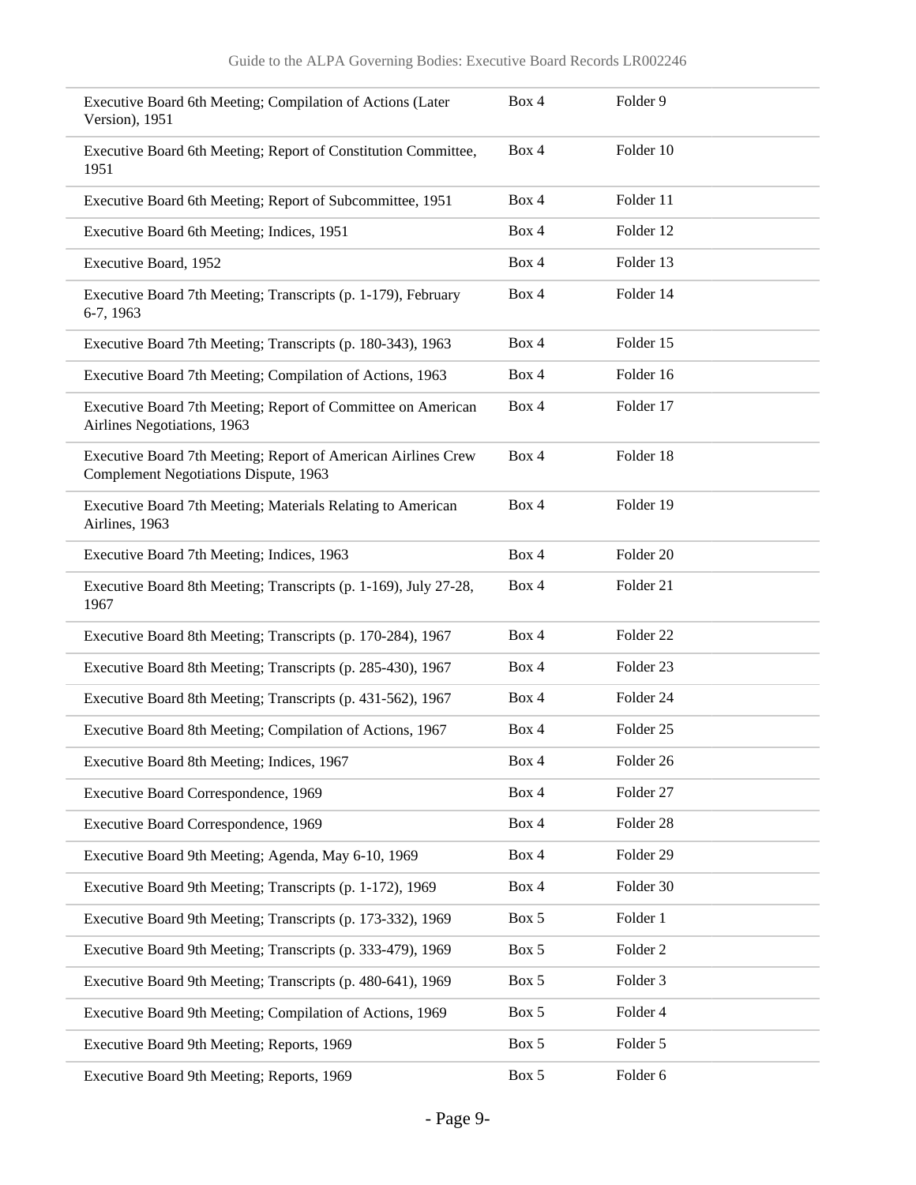| | | |
|---|---|---|
| Executive Board 6th Meeting; Compilation of Actions (Later Version), 1951 | Box 4 | Folder 9 |
| Executive Board 6th Meeting; Report of Constitution Committee, 1951 | Box 4 | Folder 10 |
| Executive Board 6th Meeting; Report of Subcommittee, 1951 | Box 4 | Folder 11 |
| Executive Board 6th Meeting; Indices, 1951 | Box 4 | Folder 12 |
| Executive Board, 1952 | Box 4 | Folder 13 |
| Executive Board 7th Meeting; Transcripts (p. 1-179), February 6-7, 1963 | Box 4 | Folder 14 |
| Executive Board 7th Meeting; Transcripts (p. 180-343), 1963 | Box 4 | Folder 15 |
| Executive Board 7th Meeting; Compilation of Actions, 1963 | Box 4 | Folder 16 |
| Executive Board 7th Meeting; Report of Committee on American Airlines Negotiations, 1963 | Box 4 | Folder 17 |
| Executive Board 7th Meeting; Report of American Airlines Crew Complement Negotiations Dispute, 1963 | Box 4 | Folder 18 |
| Executive Board 7th Meeting; Materials Relating to American Airlines, 1963 | Box 4 | Folder 19 |
| Executive Board 7th Meeting; Indices, 1963 | Box 4 | Folder 20 |
| Executive Board 8th Meeting; Transcripts (p. 1-169), July 27-28, 1967 | Box 4 | Folder 21 |
| Executive Board 8th Meeting; Transcripts (p. 170-284), 1967 | Box 4 | Folder 22 |
| Executive Board 8th Meeting; Transcripts (p. 285-430), 1967 | Box 4 | Folder 23 |
| Executive Board 8th Meeting; Transcripts (p. 431-562), 1967 | Box 4 | Folder 24 |
| Executive Board 8th Meeting; Compilation of Actions, 1967 | Box 4 | Folder 25 |
| Executive Board 8th Meeting; Indices, 1967 | Box 4 | Folder 26 |
| Executive Board Correspondence, 1969 | Box 4 | Folder 27 |
| Executive Board Correspondence, 1969 | Box 4 | Folder 28 |
| Executive Board 9th Meeting; Agenda, May 6-10, 1969 | Box 4 | Folder 29 |
| Executive Board 9th Meeting; Transcripts (p. 1-172), 1969 | Box 4 | Folder 30 |
| Executive Board 9th Meeting; Transcripts (p. 173-332), 1969 | Box 5 | Folder 1 |
| Executive Board 9th Meeting; Transcripts (p. 333-479), 1969 | Box 5 | Folder 2 |
| Executive Board 9th Meeting; Transcripts (p. 480-641), 1969 | Box 5 | Folder 3 |
| Executive Board 9th Meeting; Compilation of Actions, 1969 | Box 5 | Folder 4 |
| Executive Board 9th Meeting; Reports, 1969 | Box 5 | Folder 5 |
| Executive Board 9th Meeting; Reports, 1969 | Box 5 | Folder 6 |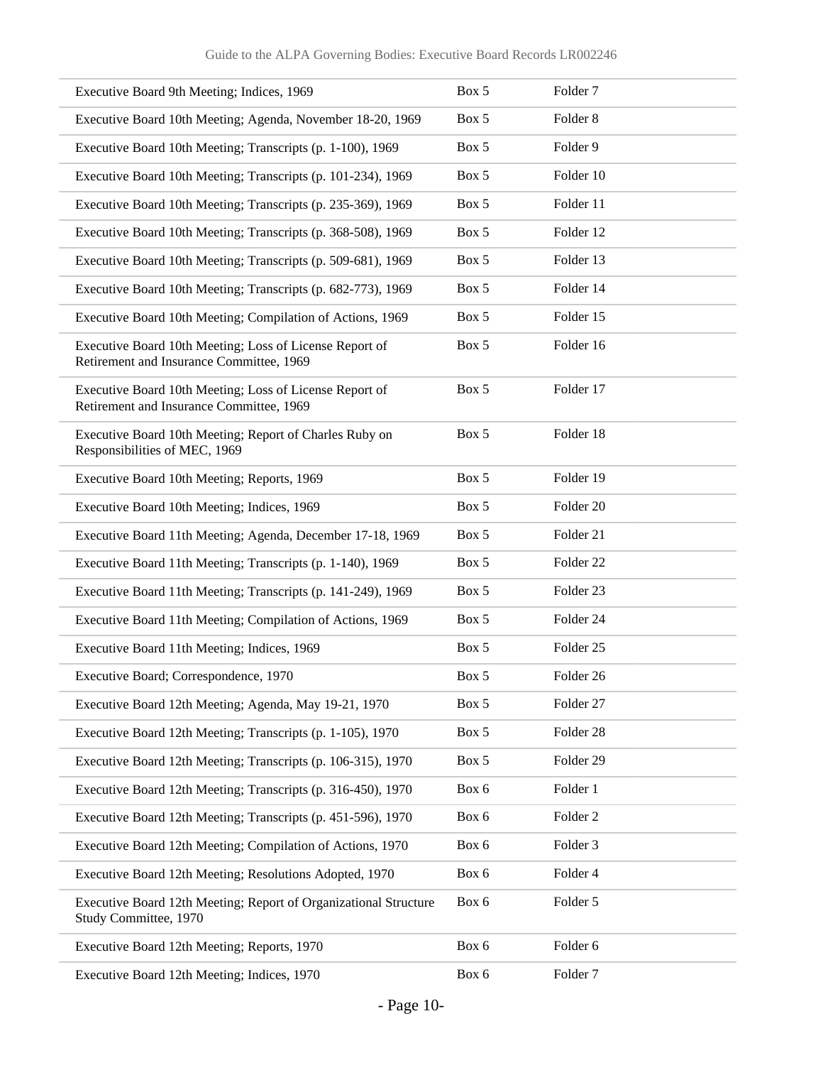| | | |
|---|---|---|
| Executive Board 9th Meeting; Indices, 1969 | Box 5 | Folder 7 |
| Executive Board 10th Meeting; Agenda, November 18-20, 1969 | Box 5 | Folder 8 |
| Executive Board 10th Meeting; Transcripts (p. 1-100), 1969 | Box 5 | Folder 9 |
| Executive Board 10th Meeting; Transcripts (p. 101-234), 1969 | Box 5 | Folder 10 |
| Executive Board 10th Meeting; Transcripts (p. 235-369), 1969 | Box 5 | Folder 11 |
| Executive Board 10th Meeting; Transcripts (p. 368-508), 1969 | Box 5 | Folder 12 |
| Executive Board 10th Meeting; Transcripts (p. 509-681), 1969 | Box 5 | Folder 13 |
| Executive Board 10th Meeting; Transcripts (p. 682-773), 1969 | Box 5 | Folder 14 |
| Executive Board 10th Meeting; Compilation of Actions, 1969 | Box 5 | Folder 15 |
| Executive Board 10th Meeting; Loss of License Report of Retirement and Insurance Committee, 1969 | Box 5 | Folder 16 |
| Executive Board 10th Meeting; Loss of License Report of Retirement and Insurance Committee, 1969 | Box 5 | Folder 17 |
| Executive Board 10th Meeting; Report of Charles Ruby on Responsibilities of MEC, 1969 | Box 5 | Folder 18 |
| Executive Board 10th Meeting; Reports, 1969 | Box 5 | Folder 19 |
| Executive Board 10th Meeting; Indices, 1969 | Box 5 | Folder 20 |
| Executive Board 11th Meeting; Agenda, December 17-18, 1969 | Box 5 | Folder 21 |
| Executive Board 11th Meeting; Transcripts (p. 1-140), 1969 | Box 5 | Folder 22 |
| Executive Board 11th Meeting; Transcripts (p. 141-249), 1969 | Box 5 | Folder 23 |
| Executive Board 11th Meeting; Compilation of Actions, 1969 | Box 5 | Folder 24 |
| Executive Board 11th Meeting; Indices, 1969 | Box 5 | Folder 25 |
| Executive Board; Correspondence, 1970 | Box 5 | Folder 26 |
| Executive Board 12th Meeting; Agenda, May 19-21, 1970 | Box 5 | Folder 27 |
| Executive Board 12th Meeting; Transcripts (p. 1-105), 1970 | Box 5 | Folder 28 |
| Executive Board 12th Meeting; Transcripts (p. 106-315), 1970 | Box 5 | Folder 29 |
| Executive Board 12th Meeting; Transcripts (p. 316-450), 1970 | Box 6 | Folder 1 |
| Executive Board 12th Meeting; Transcripts (p. 451-596), 1970 | Box 6 | Folder 2 |
| Executive Board 12th Meeting; Compilation of Actions, 1970 | Box 6 | Folder 3 |
| Executive Board 12th Meeting; Resolutions Adopted, 1970 | Box 6 | Folder 4 |
| Executive Board 12th Meeting; Report of Organizational Structure Study Committee, 1970 | Box 6 | Folder 5 |
| Executive Board 12th Meeting; Reports, 1970 | Box 6 | Folder 6 |
| Executive Board 12th Meeting; Indices, 1970 | Box 6 | Folder 7 |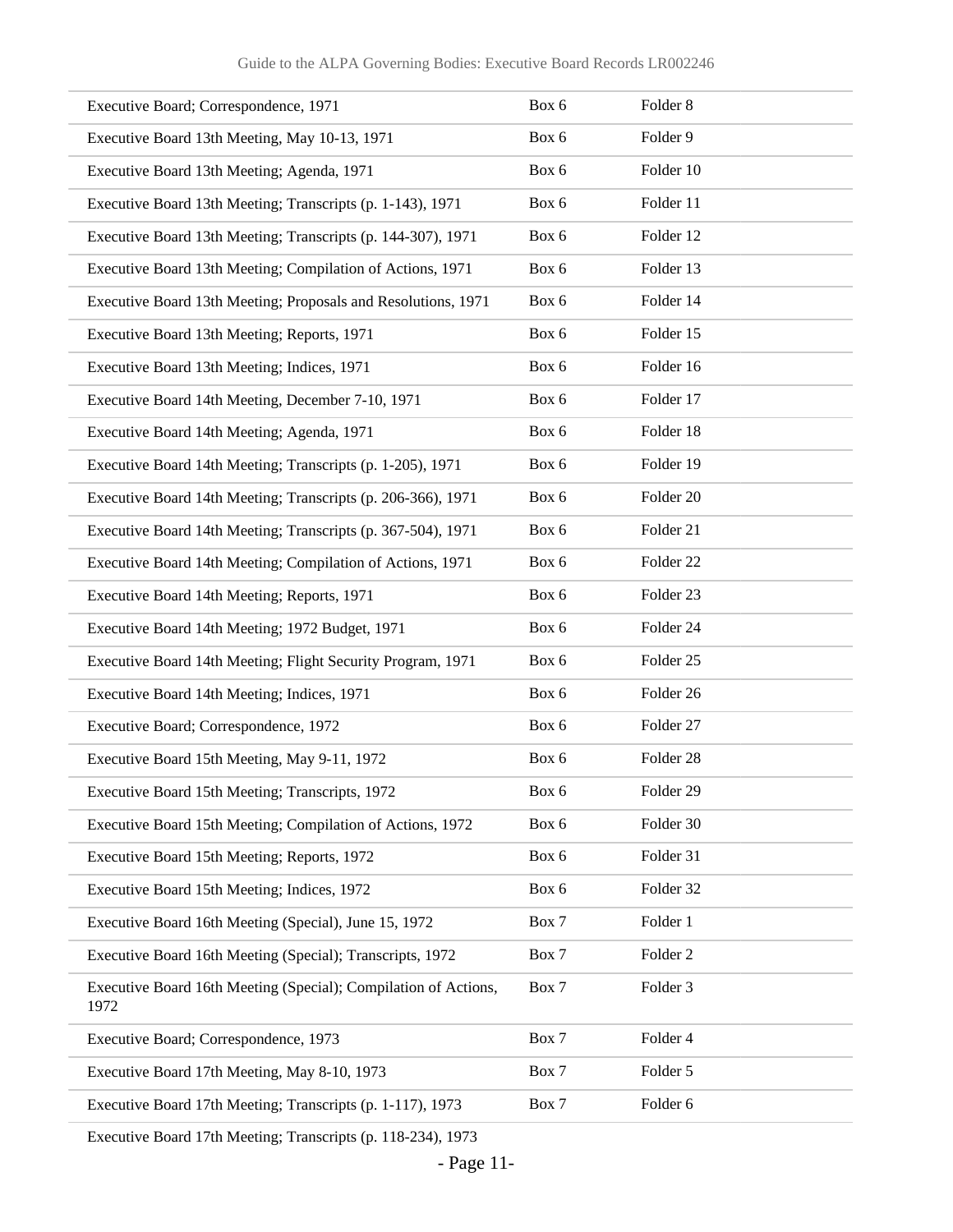| | | |
|---|---|---|
| Executive Board; Correspondence, 1971 | Box 6 | Folder 8 |
| Executive Board 13th Meeting, May 10-13, 1971 | Box 6 | Folder 9 |
| Executive Board 13th Meeting; Agenda, 1971 | Box 6 | Folder 10 |
| Executive Board 13th Meeting; Transcripts (p. 1-143), 1971 | Box 6 | Folder 11 |
| Executive Board 13th Meeting; Transcripts (p. 144-307), 1971 | Box 6 | Folder 12 |
| Executive Board 13th Meeting; Compilation of Actions, 1971 | Box 6 | Folder 13 |
| Executive Board 13th Meeting; Proposals and Resolutions, 1971 | Box 6 | Folder 14 |
| Executive Board 13th Meeting; Reports, 1971 | Box 6 | Folder 15 |
| Executive Board 13th Meeting; Indices, 1971 | Box 6 | Folder 16 |
| Executive Board 14th Meeting, December 7-10, 1971 | Box 6 | Folder 17 |
| Executive Board 14th Meeting; Agenda, 1971 | Box 6 | Folder 18 |
| Executive Board 14th Meeting; Transcripts (p. 1-205), 1971 | Box 6 | Folder 19 |
| Executive Board 14th Meeting; Transcripts (p. 206-366), 1971 | Box 6 | Folder 20 |
| Executive Board 14th Meeting; Transcripts (p. 367-504), 1971 | Box 6 | Folder 21 |
| Executive Board 14th Meeting; Compilation of Actions, 1971 | Box 6 | Folder 22 |
| Executive Board 14th Meeting; Reports, 1971 | Box 6 | Folder 23 |
| Executive Board 14th Meeting; 1972 Budget, 1971 | Box 6 | Folder 24 |
| Executive Board 14th Meeting; Flight Security Program, 1971 | Box 6 | Folder 25 |
| Executive Board 14th Meeting; Indices, 1971 | Box 6 | Folder 26 |
| Executive Board; Correspondence, 1972 | Box 6 | Folder 27 |
| Executive Board 15th Meeting, May 9-11, 1972 | Box 6 | Folder 28 |
| Executive Board 15th Meeting; Transcripts, 1972 | Box 6 | Folder 29 |
| Executive Board 15th Meeting; Compilation of Actions, 1972 | Box 6 | Folder 30 |
| Executive Board 15th Meeting; Reports, 1972 | Box 6 | Folder 31 |
| Executive Board 15th Meeting; Indices, 1972 | Box 6 | Folder 32 |
| Executive Board 16th Meeting (Special), June 15, 1972 | Box 7 | Folder 1 |
| Executive Board 16th Meeting (Special); Transcripts, 1972 | Box 7 | Folder 2 |
| Executive Board 16th Meeting (Special); Compilation of Actions, 1972 | Box 7 | Folder 3 |
| Executive Board; Correspondence, 1973 | Box 7 | Folder 4 |
| Executive Board 17th Meeting, May 8-10, 1973 | Box 7 | Folder 5 |
| Executive Board 17th Meeting; Transcripts (p. 1-117), 1973 | Box 7 | Folder 6 |
| Executive Board 17th Meeting; Transcripts (p. 118-234), 1973 | | |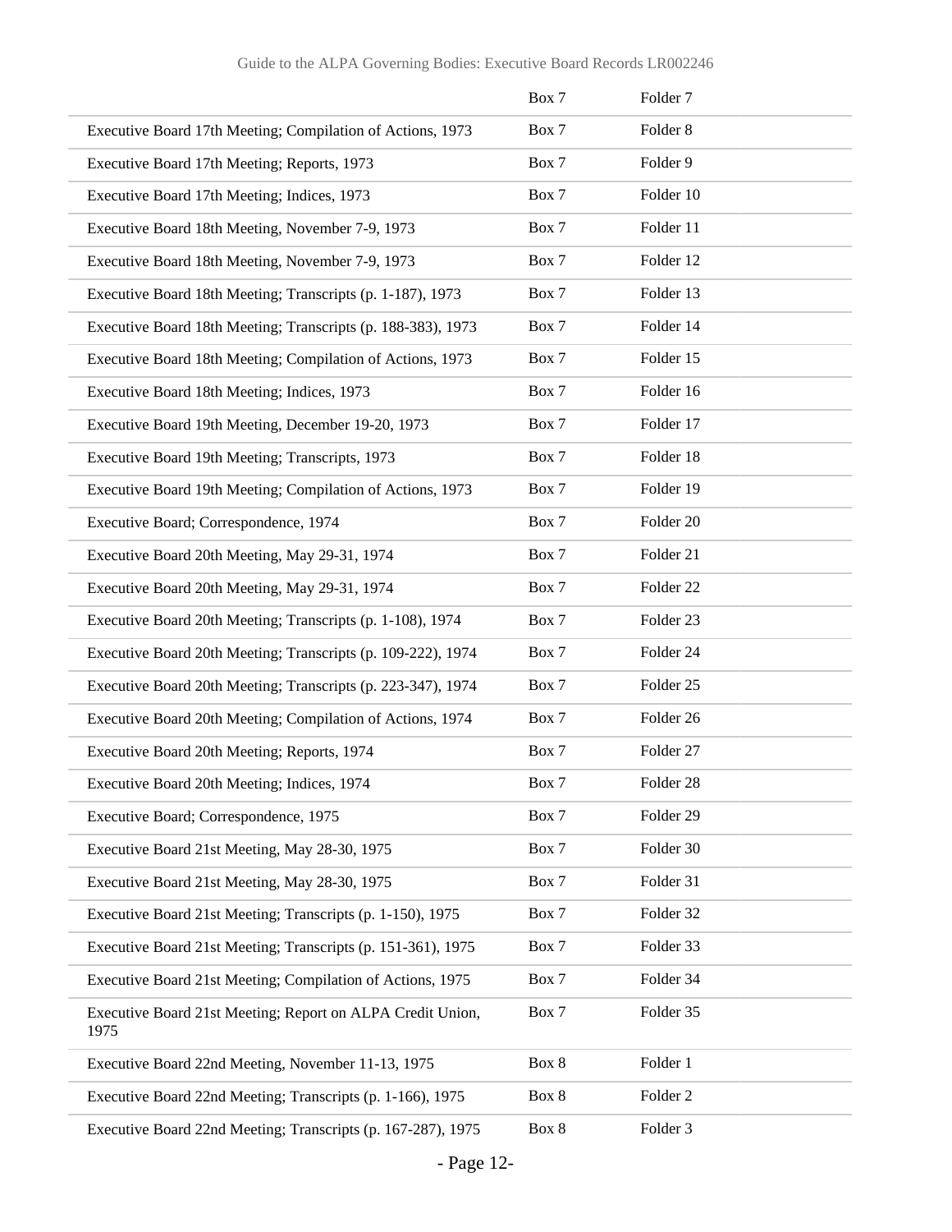| | | |
|---|---|---|
| | Box 7 | Folder 7 |
| Executive Board 17th Meeting; Compilation of Actions, 1973 | Box 7 | Folder 8 |
| Executive Board 17th Meeting; Reports, 1973 | Box 7 | Folder 9 |
| Executive Board 17th Meeting; Indices, 1973 | Box 7 | Folder 10 |
| Executive Board 18th Meeting, November 7-9, 1973 | Box 7 | Folder 11 |
| Executive Board 18th Meeting, November 7-9, 1973 | Box 7 | Folder 12 |
| Executive Board 18th Meeting; Transcripts (p. 1-187), 1973 | Box 7 | Folder 13 |
| Executive Board 18th Meeting; Transcripts (p. 188-383), 1973 | Box 7 | Folder 14 |
| Executive Board 18th Meeting; Compilation of Actions, 1973 | Box 7 | Folder 15 |
| Executive Board 18th Meeting; Indices, 1973 | Box 7 | Folder 16 |
| Executive Board 19th Meeting, December 19-20, 1973 | Box 7 | Folder 17 |
| Executive Board 19th Meeting; Transcripts, 1973 | Box 7 | Folder 18 |
| Executive Board 19th Meeting; Compilation of Actions, 1973 | Box 7 | Folder 19 |
| Executive Board; Correspondence, 1974 | Box 7 | Folder 20 |
| Executive Board 20th Meeting, May 29-31, 1974 | Box 7 | Folder 21 |
| Executive Board 20th Meeting, May 29-31, 1974 | Box 7 | Folder 22 |
| Executive Board 20th Meeting; Transcripts (p. 1-108), 1974 | Box 7 | Folder 23 |
| Executive Board 20th Meeting; Transcripts (p. 109-222), 1974 | Box 7 | Folder 24 |
| Executive Board 20th Meeting; Transcripts (p. 223-347), 1974 | Box 7 | Folder 25 |
| Executive Board 20th Meeting; Compilation of Actions, 1974 | Box 7 | Folder 26 |
| Executive Board 20th Meeting; Reports, 1974 | Box 7 | Folder 27 |
| Executive Board 20th Meeting; Indices, 1974 | Box 7 | Folder 28 |
| Executive Board; Correspondence, 1975 | Box 7 | Folder 29 |
| Executive Board 21st Meeting, May 28-30, 1975 | Box 7 | Folder 30 |
| Executive Board 21st Meeting, May 28-30, 1975 | Box 7 | Folder 31 |
| Executive Board 21st Meeting; Transcripts (p. 1-150), 1975 | Box 7 | Folder 32 |
| Executive Board 21st Meeting; Transcripts (p. 151-361), 1975 | Box 7 | Folder 33 |
| Executive Board 21st Meeting; Compilation of Actions, 1975 | Box 7 | Folder 34 |
| Executive Board 21st Meeting; Report on ALPA Credit Union, 1975 | Box 7 | Folder 35 |
| Executive Board 22nd Meeting, November 11-13, 1975 | Box 8 | Folder 1 |
| Executive Board 22nd Meeting; Transcripts (p. 1-166), 1975 | Box 8 | Folder 2 |
| Executive Board 22nd Meeting; Transcripts (p. 167-287), 1975 | Box 8 | Folder 3 |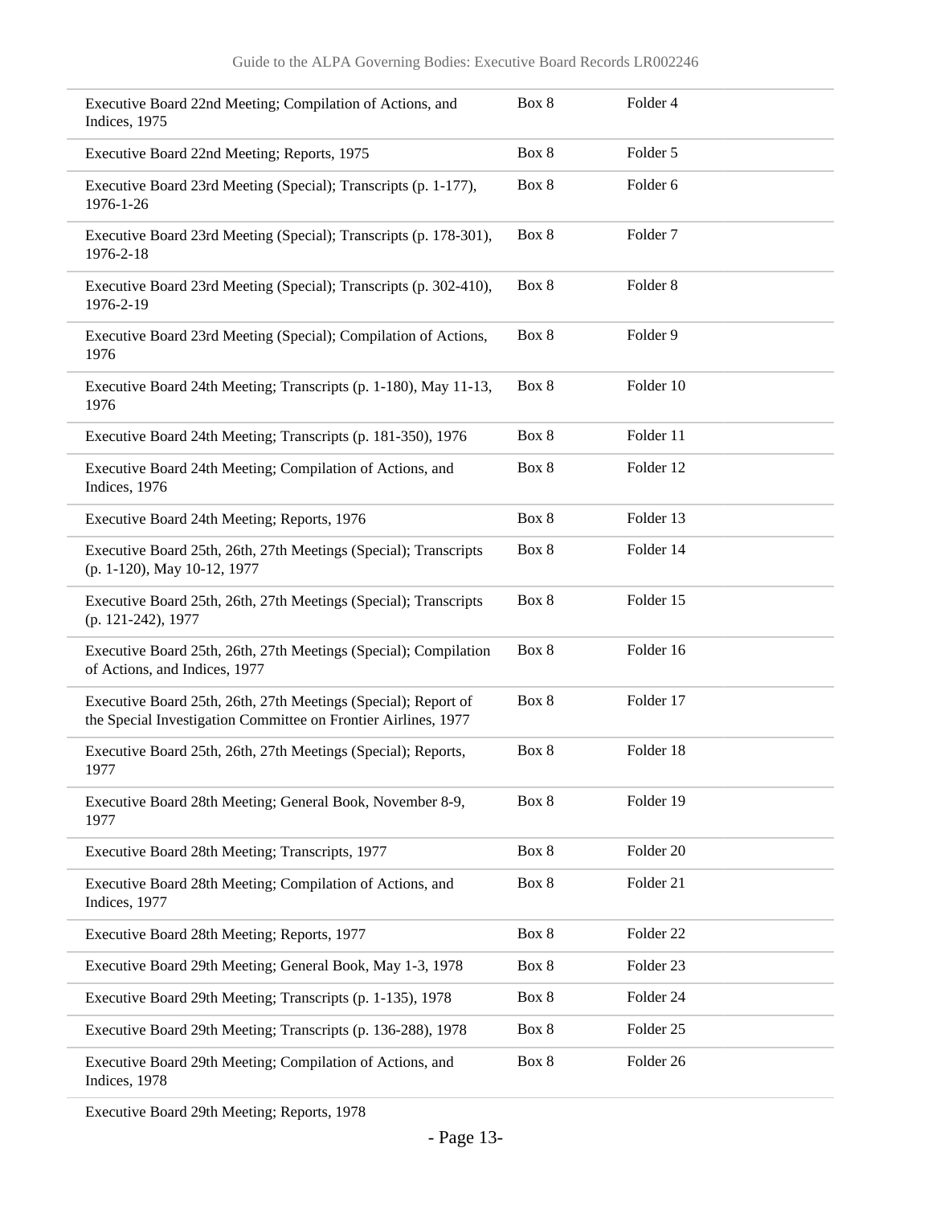| | | |
|---|---|---|
| Executive Board 22nd Meeting; Compilation of Actions, and Indices, 1975 | Box 8 | Folder 4 |
| Executive Board 22nd Meeting; Reports, 1975 | Box 8 | Folder 5 |
| Executive Board 23rd Meeting (Special); Transcripts (p. 1-177), 1976-1-26 | Box 8 | Folder 6 |
| Executive Board 23rd Meeting (Special); Transcripts (p. 178-301), 1976-2-18 | Box 8 | Folder 7 |
| Executive Board 23rd Meeting (Special); Transcripts (p. 302-410), 1976-2-19 | Box 8 | Folder 8 |
| Executive Board 23rd Meeting (Special); Compilation of Actions, 1976 | Box 8 | Folder 9 |
| Executive Board 24th Meeting; Transcripts (p. 1-180), May 11-13, 1976 | Box 8 | Folder 10 |
| Executive Board 24th Meeting; Transcripts (p. 181-350), 1976 | Box 8 | Folder 11 |
| Executive Board 24th Meeting; Compilation of Actions, and Indices, 1976 | Box 8 | Folder 12 |
| Executive Board 24th Meeting; Reports, 1976 | Box 8 | Folder 13 |
| Executive Board 25th, 26th, 27th Meetings (Special); Transcripts (p. 1-120), May 10-12, 1977 | Box 8 | Folder 14 |
| Executive Board 25th, 26th, 27th Meetings (Special); Transcripts (p. 121-242), 1977 | Box 8 | Folder 15 |
| Executive Board 25th, 26th, 27th Meetings (Special); Compilation of Actions, and Indices, 1977 | Box 8 | Folder 16 |
| Executive Board 25th, 26th, 27th Meetings (Special); Report of the Special Investigation Committee on Frontier Airlines, 1977 | Box 8 | Folder 17 |
| Executive Board 25th, 26th, 27th Meetings (Special); Reports, 1977 | Box 8 | Folder 18 |
| Executive Board 28th Meeting; General Book, November 8-9, 1977 | Box 8 | Folder 19 |
| Executive Board 28th Meeting; Transcripts, 1977 | Box 8 | Folder 20 |
| Executive Board 28th Meeting; Compilation of Actions, and Indices, 1977 | Box 8 | Folder 21 |
| Executive Board 28th Meeting; Reports, 1977 | Box 8 | Folder 22 |
| Executive Board 29th Meeting; General Book, May 1-3, 1978 | Box 8 | Folder 23 |
| Executive Board 29th Meeting; Transcripts (p. 1-135), 1978 | Box 8 | Folder 24 |
| Executive Board 29th Meeting; Transcripts (p. 136-288), 1978 | Box 8 | Folder 25 |
| Executive Board 29th Meeting; Compilation of Actions, and Indices, 1978 | Box 8 | Folder 26 |
| Executive Board 29th Meeting; Reports, 1978 | | |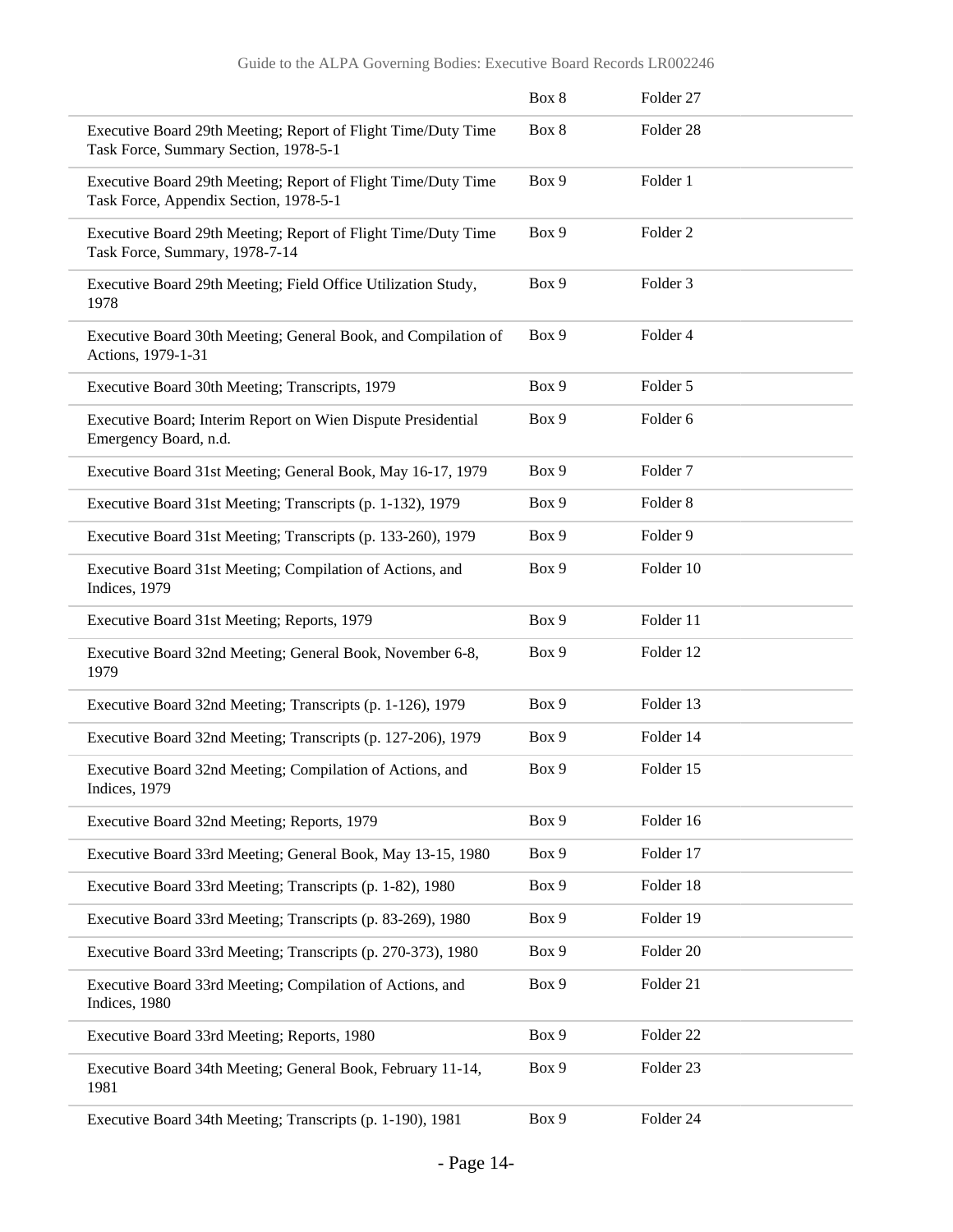| | | |
|---|---|---|
| | Box 8 | Folder 27 |
| Executive Board 29th Meeting; Report of Flight Time/Duty Time Task Force, Summary Section, 1978-5-1 | Box 8 | Folder 28 |
| Executive Board 29th Meeting; Report of Flight Time/Duty Time Task Force, Appendix Section, 1978-5-1 | Box 9 | Folder 1 |
| Executive Board 29th Meeting; Report of Flight Time/Duty Time Task Force, Summary, 1978-7-14 | Box 9 | Folder 2 |
| Executive Board 29th Meeting; Field Office Utilization Study, 1978 | Box 9 | Folder 3 |
| Executive Board 30th Meeting; General Book, and Compilation of Actions, 1979-1-31 | Box 9 | Folder 4 |
| Executive Board 30th Meeting; Transcripts, 1979 | Box 9 | Folder 5 |
| Executive Board; Interim Report on Wien Dispute Presidential Emergency Board, n.d. | Box 9 | Folder 6 |
| Executive Board 31st Meeting; General Book, May 16-17, 1979 | Box 9 | Folder 7 |
| Executive Board 31st Meeting; Transcripts (p. 1-132), 1979 | Box 9 | Folder 8 |
| Executive Board 31st Meeting; Transcripts (p. 133-260), 1979 | Box 9 | Folder 9 |
| Executive Board 31st Meeting; Compilation of Actions, and Indices, 1979 | Box 9 | Folder 10 |
| Executive Board 31st Meeting; Reports, 1979 | Box 9 | Folder 11 |
| Executive Board 32nd Meeting; General Book, November 6-8, 1979 | Box 9 | Folder 12 |
| Executive Board 32nd Meeting; Transcripts (p. 1-126), 1979 | Box 9 | Folder 13 |
| Executive Board 32nd Meeting; Transcripts (p. 127-206), 1979 | Box 9 | Folder 14 |
| Executive Board 32nd Meeting; Compilation of Actions, and Indices, 1979 | Box 9 | Folder 15 |
| Executive Board 32nd Meeting; Reports, 1979 | Box 9 | Folder 16 |
| Executive Board 33rd Meeting; General Book, May 13-15, 1980 | Box 9 | Folder 17 |
| Executive Board 33rd Meeting; Transcripts (p. 1-82), 1980 | Box 9 | Folder 18 |
| Executive Board 33rd Meeting; Transcripts (p. 83-269), 1980 | Box 9 | Folder 19 |
| Executive Board 33rd Meeting; Transcripts (p. 270-373), 1980 | Box 9 | Folder 20 |
| Executive Board 33rd Meeting; Compilation of Actions, and Indices, 1980 | Box 9 | Folder 21 |
| Executive Board 33rd Meeting; Reports, 1980 | Box 9 | Folder 22 |
| Executive Board 34th Meeting; General Book, February 11-14, 1981 | Box 9 | Folder 23 |
| Executive Board 34th Meeting; Transcripts (p. 1-190), 1981 | Box 9 | Folder 24 |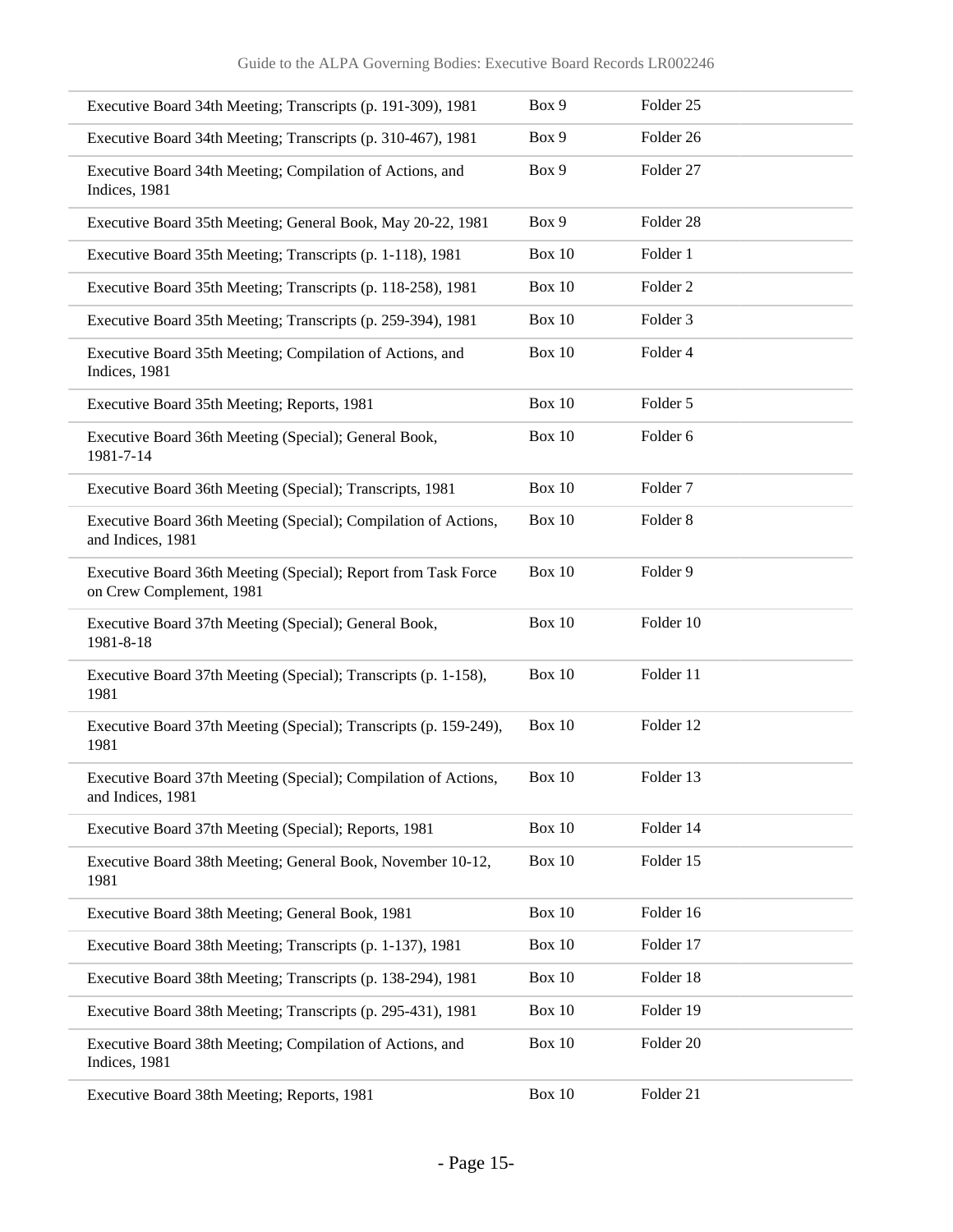| | | |
|---|---|---|
| Executive Board 34th Meeting; Transcripts (p. 191-309), 1981 | Box 9 | Folder 25 |
| Executive Board 34th Meeting; Transcripts (p. 310-467), 1981 | Box 9 | Folder 26 |
| Executive Board 34th Meeting; Compilation of Actions, and Indices, 1981 | Box 9 | Folder 27 |
| Executive Board 35th Meeting; General Book, May 20-22, 1981 | Box 9 | Folder 28 |
| Executive Board 35th Meeting; Transcripts (p. 1-118), 1981 | Box 10 | Folder 1 |
| Executive Board 35th Meeting; Transcripts (p. 118-258), 1981 | Box 10 | Folder 2 |
| Executive Board 35th Meeting; Transcripts (p. 259-394), 1981 | Box 10 | Folder 3 |
| Executive Board 35th Meeting; Compilation of Actions, and Indices, 1981 | Box 10 | Folder 4 |
| Executive Board 35th Meeting; Reports, 1981 | Box 10 | Folder 5 |
| Executive Board 36th Meeting (Special); General Book, 1981-7-14 | Box 10 | Folder 6 |
| Executive Board 36th Meeting (Special); Transcripts, 1981 | Box 10 | Folder 7 |
| Executive Board 36th Meeting (Special); Compilation of Actions, and Indices, 1981 | Box 10 | Folder 8 |
| Executive Board 36th Meeting (Special); Report from Task Force on Crew Complement, 1981 | Box 10 | Folder 9 |
| Executive Board 37th Meeting (Special); General Book, 1981-8-18 | Box 10 | Folder 10 |
| Executive Board 37th Meeting (Special); Transcripts (p. 1-158), 1981 | Box 10 | Folder 11 |
| Executive Board 37th Meeting (Special); Transcripts (p. 159-249), 1981 | Box 10 | Folder 12 |
| Executive Board 37th Meeting (Special); Compilation of Actions, and Indices, 1981 | Box 10 | Folder 13 |
| Executive Board 37th Meeting (Special); Reports, 1981 | Box 10 | Folder 14 |
| Executive Board 38th Meeting; General Book, November 10-12, 1981 | Box 10 | Folder 15 |
| Executive Board 38th Meeting; General Book, 1981 | Box 10 | Folder 16 |
| Executive Board 38th Meeting; Transcripts (p. 1-137), 1981 | Box 10 | Folder 17 |
| Executive Board 38th Meeting; Transcripts (p. 138-294), 1981 | Box 10 | Folder 18 |
| Executive Board 38th Meeting; Transcripts (p. 295-431), 1981 | Box 10 | Folder 19 |
| Executive Board 38th Meeting; Compilation of Actions, and Indices, 1981 | Box 10 | Folder 20 |
| Executive Board 38th Meeting; Reports, 1981 | Box 10 | Folder 21 |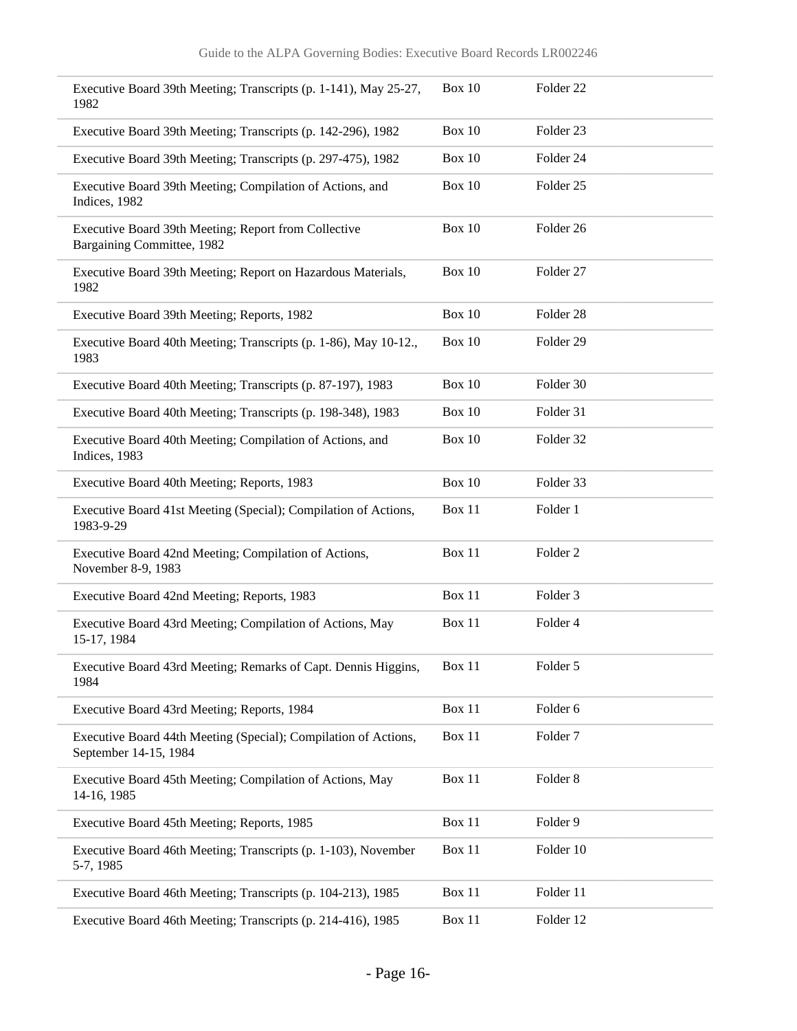| | | |
|---|---|---|
| Executive Board 39th Meeting; Transcripts (p. 1-141), May 25-27, 1982 | Box 10 | Folder 22 |
| Executive Board 39th Meeting; Transcripts (p. 142-296), 1982 | Box 10 | Folder 23 |
| Executive Board 39th Meeting; Transcripts (p. 297-475), 1982 | Box 10 | Folder 24 |
| Executive Board 39th Meeting; Compilation of Actions, and Indices, 1982 | Box 10 | Folder 25 |
| Executive Board 39th Meeting; Report from Collective Bargaining Committee, 1982 | Box 10 | Folder 26 |
| Executive Board 39th Meeting; Report on Hazardous Materials, 1982 | Box 10 | Folder 27 |
| Executive Board 39th Meeting; Reports, 1982 | Box 10 | Folder 28 |
| Executive Board 40th Meeting; Transcripts (p. 1-86), May 10-12., 1983 | Box 10 | Folder 29 |
| Executive Board 40th Meeting; Transcripts (p. 87-197), 1983 | Box 10 | Folder 30 |
| Executive Board 40th Meeting; Transcripts (p. 198-348), 1983 | Box 10 | Folder 31 |
| Executive Board 40th Meeting; Compilation of Actions, and Indices, 1983 | Box 10 | Folder 32 |
| Executive Board 40th Meeting; Reports, 1983 | Box 10 | Folder 33 |
| Executive Board 41st Meeting (Special); Compilation of Actions, 1983-9-29 | Box 11 | Folder 1 |
| Executive Board 42nd Meeting; Compilation of Actions, November 8-9, 1983 | Box 11 | Folder 2 |
| Executive Board 42nd Meeting; Reports, 1983 | Box 11 | Folder 3 |
| Executive Board 43rd Meeting; Compilation of Actions, May 15-17, 1984 | Box 11 | Folder 4 |
| Executive Board 43rd Meeting; Remarks of Capt. Dennis Higgins, 1984 | Box 11 | Folder 5 |
| Executive Board 43rd Meeting; Reports, 1984 | Box 11 | Folder 6 |
| Executive Board 44th Meeting (Special); Compilation of Actions, September 14-15, 1984 | Box 11 | Folder 7 |
| Executive Board 45th Meeting; Compilation of Actions, May 14-16, 1985 | Box 11 | Folder 8 |
| Executive Board 45th Meeting; Reports, 1985 | Box 11 | Folder 9 |
| Executive Board 46th Meeting; Transcripts (p. 1-103), November 5-7, 1985 | Box 11 | Folder 10 |
| Executive Board 46th Meeting; Transcripts (p. 104-213), 1985 | Box 11 | Folder 11 |
| Executive Board 46th Meeting; Transcripts (p. 214-416), 1985 | Box 11 | Folder 12 |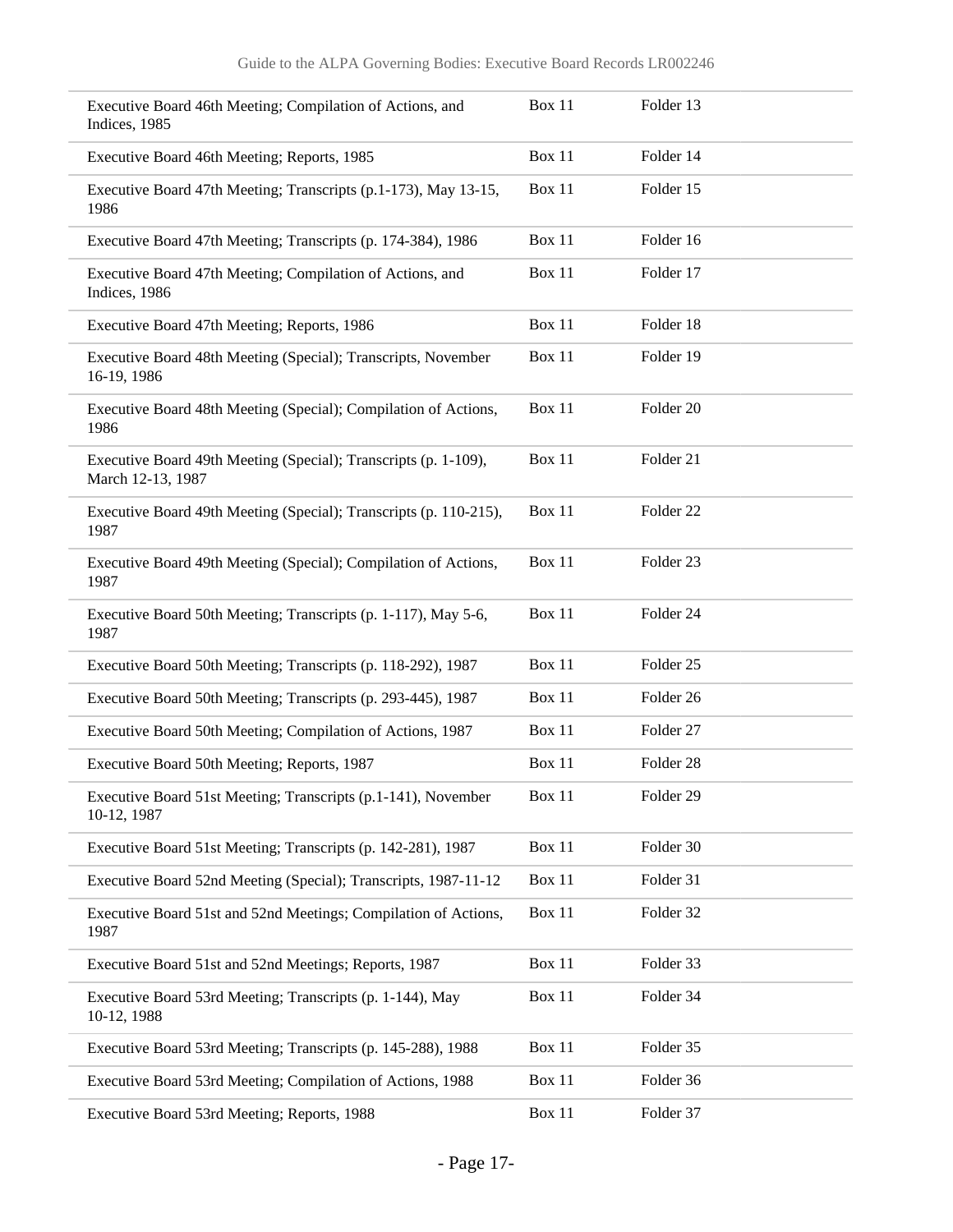| | | |
|---|---|---|
| Executive Board 46th Meeting; Compilation of Actions, and Indices, 1985 | Box 11 | Folder 13 |
| Executive Board 46th Meeting; Reports, 1985 | Box 11 | Folder 14 |
| Executive Board 47th Meeting; Transcripts (p.1-173), May 13-15, 1986 | Box 11 | Folder 15 |
| Executive Board 47th Meeting; Transcripts (p. 174-384), 1986 | Box 11 | Folder 16 |
| Executive Board 47th Meeting; Compilation of Actions, and Indices, 1986 | Box 11 | Folder 17 |
| Executive Board 47th Meeting; Reports, 1986 | Box 11 | Folder 18 |
| Executive Board 48th Meeting (Special); Transcripts, November 16-19, 1986 | Box 11 | Folder 19 |
| Executive Board 48th Meeting (Special); Compilation of Actions, 1986 | Box 11 | Folder 20 |
| Executive Board 49th Meeting (Special); Transcripts (p. 1-109), March 12-13, 1987 | Box 11 | Folder 21 |
| Executive Board 49th Meeting (Special); Transcripts (p. 110-215), 1987 | Box 11 | Folder 22 |
| Executive Board 49th Meeting (Special); Compilation of Actions, 1987 | Box 11 | Folder 23 |
| Executive Board 50th Meeting; Transcripts (p. 1-117), May 5-6, 1987 | Box 11 | Folder 24 |
| Executive Board 50th Meeting; Transcripts (p. 118-292), 1987 | Box 11 | Folder 25 |
| Executive Board 50th Meeting; Transcripts (p. 293-445), 1987 | Box 11 | Folder 26 |
| Executive Board 50th Meeting; Compilation of Actions, 1987 | Box 11 | Folder 27 |
| Executive Board 50th Meeting; Reports, 1987 | Box 11 | Folder 28 |
| Executive Board 51st Meeting; Transcripts (p.1-141), November 10-12, 1987 | Box 11 | Folder 29 |
| Executive Board 51st Meeting; Transcripts (p. 142-281), 1987 | Box 11 | Folder 30 |
| Executive Board 52nd Meeting (Special); Transcripts, 1987-11-12 | Box 11 | Folder 31 |
| Executive Board 51st and 52nd Meetings; Compilation of Actions, 1987 | Box 11 | Folder 32 |
| Executive Board 51st and 52nd Meetings; Reports, 1987 | Box 11 | Folder 33 |
| Executive Board 53rd Meeting; Transcripts (p. 1-144), May 10-12, 1988 | Box 11 | Folder 34 |
| Executive Board 53rd Meeting; Transcripts (p. 145-288), 1988 | Box 11 | Folder 35 |
| Executive Board 53rd Meeting; Compilation of Actions, 1988 | Box 11 | Folder 36 |
| Executive Board 53rd Meeting; Reports, 1988 | Box 11 | Folder 37 |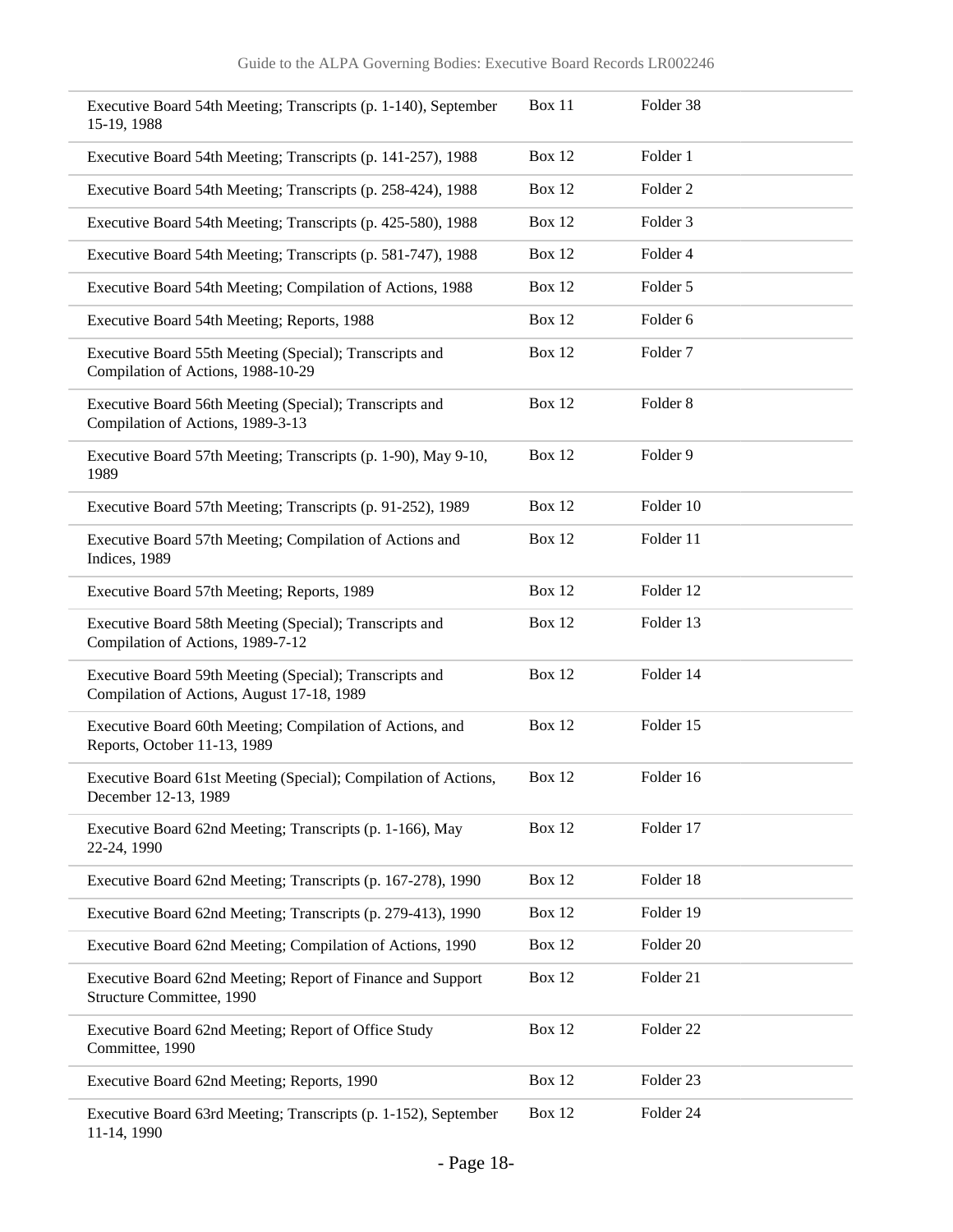| | | |
|---|---|---|
| Executive Board 54th Meeting; Transcripts (p. 1-140), September 15-19, 1988 | Box 11 | Folder 38 |
| Executive Board 54th Meeting; Transcripts (p. 141-257), 1988 | Box 12 | Folder 1 |
| Executive Board 54th Meeting; Transcripts (p. 258-424), 1988 | Box 12 | Folder 2 |
| Executive Board 54th Meeting; Transcripts (p. 425-580), 1988 | Box 12 | Folder 3 |
| Executive Board 54th Meeting; Transcripts (p. 581-747), 1988 | Box 12 | Folder 4 |
| Executive Board 54th Meeting; Compilation of Actions, 1988 | Box 12 | Folder 5 |
| Executive Board 54th Meeting; Reports, 1988 | Box 12 | Folder 6 |
| Executive Board 55th Meeting (Special); Transcripts and Compilation of Actions, 1988-10-29 | Box 12 | Folder 7 |
| Executive Board 56th Meeting (Special); Transcripts and Compilation of Actions, 1989-3-13 | Box 12 | Folder 8 |
| Executive Board 57th Meeting; Transcripts (p. 1-90), May 9-10, 1989 | Box 12 | Folder 9 |
| Executive Board 57th Meeting; Transcripts (p. 91-252), 1989 | Box 12 | Folder 10 |
| Executive Board 57th Meeting; Compilation of Actions and Indices, 1989 | Box 12 | Folder 11 |
| Executive Board 57th Meeting; Reports, 1989 | Box 12 | Folder 12 |
| Executive Board 58th Meeting (Special); Transcripts and Compilation of Actions, 1989-7-12 | Box 12 | Folder 13 |
| Executive Board 59th Meeting (Special); Transcripts and Compilation of Actions, August 17-18, 1989 | Box 12 | Folder 14 |
| Executive Board 60th Meeting; Compilation of Actions, and Reports, October 11-13, 1989 | Box 12 | Folder 15 |
| Executive Board 61st Meeting (Special); Compilation of Actions, December 12-13, 1989 | Box 12 | Folder 16 |
| Executive Board 62nd Meeting; Transcripts (p. 1-166), May 22-24, 1990 | Box 12 | Folder 17 |
| Executive Board 62nd Meeting; Transcripts (p. 167-278), 1990 | Box 12 | Folder 18 |
| Executive Board 62nd Meeting; Transcripts (p. 279-413), 1990 | Box 12 | Folder 19 |
| Executive Board 62nd Meeting; Compilation of Actions, 1990 | Box 12 | Folder 20 |
| Executive Board 62nd Meeting; Report of Finance and Support Structure Committee, 1990 | Box 12 | Folder 21 |
| Executive Board 62nd Meeting; Report of Office Study Committee, 1990 | Box 12 | Folder 22 |
| Executive Board 62nd Meeting; Reports, 1990 | Box 12 | Folder 23 |
| Executive Board 63rd Meeting; Transcripts (p. 1-152), September 11-14, 1990 | Box 12 | Folder 24 |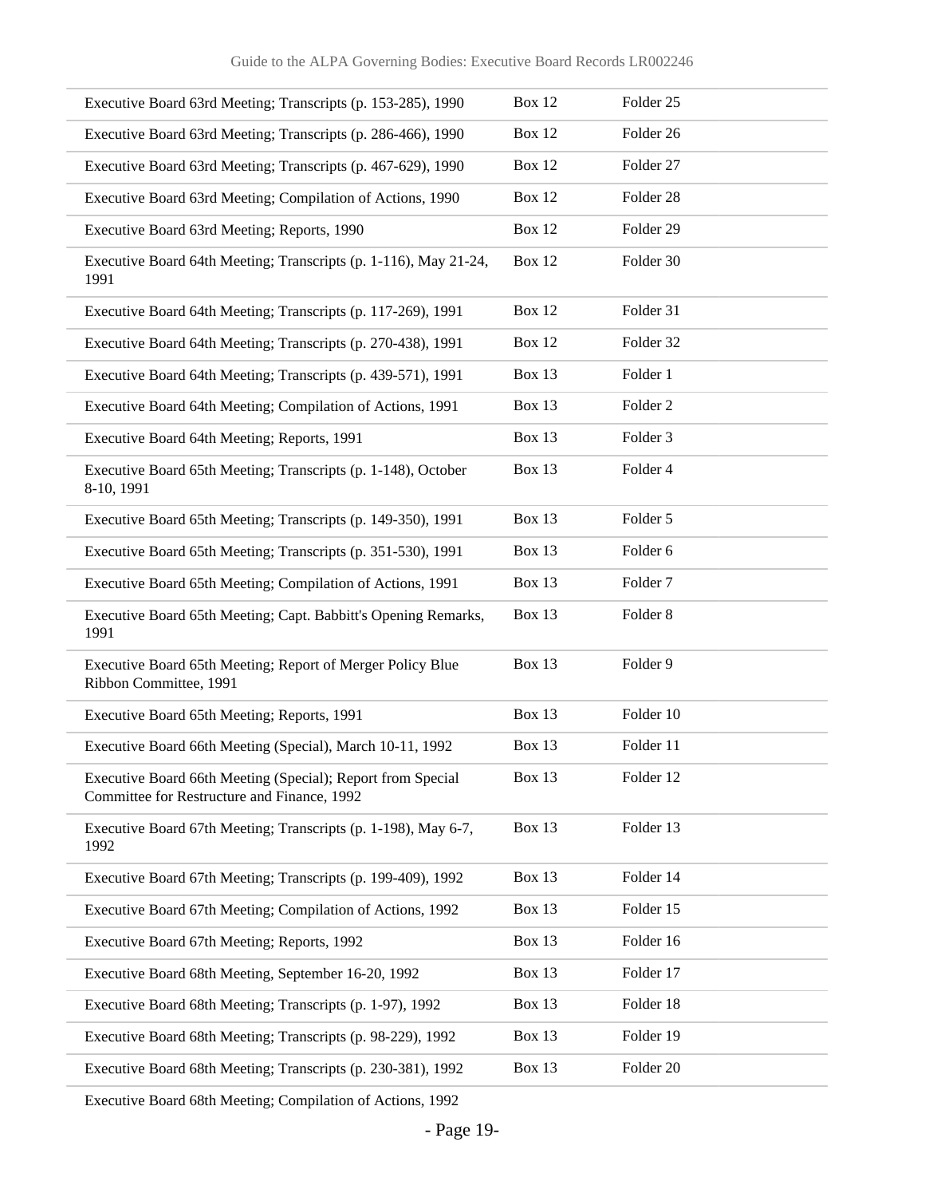| | | |
|---|---|---|
| Executive Board 63rd Meeting; Transcripts (p. 153-285), 1990 | Box 12 | Folder 25 |
| Executive Board 63rd Meeting; Transcripts (p. 286-466), 1990 | Box 12 | Folder 26 |
| Executive Board 63rd Meeting; Transcripts (p. 467-629), 1990 | Box 12 | Folder 27 |
| Executive Board 63rd Meeting; Compilation of Actions, 1990 | Box 12 | Folder 28 |
| Executive Board 63rd Meeting; Reports, 1990 | Box 12 | Folder 29 |
| Executive Board 64th Meeting; Transcripts (p. 1-116), May 21-24, 1991 | Box 12 | Folder 30 |
| Executive Board 64th Meeting; Transcripts (p. 117-269), 1991 | Box 12 | Folder 31 |
| Executive Board 64th Meeting; Transcripts (p. 270-438), 1991 | Box 12 | Folder 32 |
| Executive Board 64th Meeting; Transcripts (p. 439-571), 1991 | Box 13 | Folder 1 |
| Executive Board 64th Meeting; Compilation of Actions, 1991 | Box 13 | Folder 2 |
| Executive Board 64th Meeting; Reports, 1991 | Box 13 | Folder 3 |
| Executive Board 65th Meeting; Transcripts (p. 1-148), October 8-10, 1991 | Box 13 | Folder 4 |
| Executive Board 65th Meeting; Transcripts (p. 149-350), 1991 | Box 13 | Folder 5 |
| Executive Board 65th Meeting; Transcripts (p. 351-530), 1991 | Box 13 | Folder 6 |
| Executive Board 65th Meeting; Compilation of Actions, 1991 | Box 13 | Folder 7 |
| Executive Board 65th Meeting; Capt. Babbitt's Opening Remarks, 1991 | Box 13 | Folder 8 |
| Executive Board 65th Meeting; Report of Merger Policy Blue Ribbon Committee, 1991 | Box 13 | Folder 9 |
| Executive Board 65th Meeting; Reports, 1991 | Box 13 | Folder 10 |
| Executive Board 66th Meeting (Special), March 10-11, 1992 | Box 13 | Folder 11 |
| Executive Board 66th Meeting (Special); Report from Special Committee for Restructure and Finance, 1992 | Box 13 | Folder 12 |
| Executive Board 67th Meeting; Transcripts (p. 1-198), May 6-7, 1992 | Box 13 | Folder 13 |
| Executive Board 67th Meeting; Transcripts (p. 199-409), 1992 | Box 13 | Folder 14 |
| Executive Board 67th Meeting; Compilation of Actions, 1992 | Box 13 | Folder 15 |
| Executive Board 67th Meeting; Reports, 1992 | Box 13 | Folder 16 |
| Executive Board 68th Meeting, September 16-20, 1992 | Box 13 | Folder 17 |
| Executive Board 68th Meeting; Transcripts (p. 1-97), 1992 | Box 13 | Folder 18 |
| Executive Board 68th Meeting; Transcripts (p. 98-229), 1992 | Box 13 | Folder 19 |
| Executive Board 68th Meeting; Transcripts (p. 230-381), 1992 | Box 13 | Folder 20 |
| Executive Board 68th Meeting; Compilation of Actions, 1992 | | |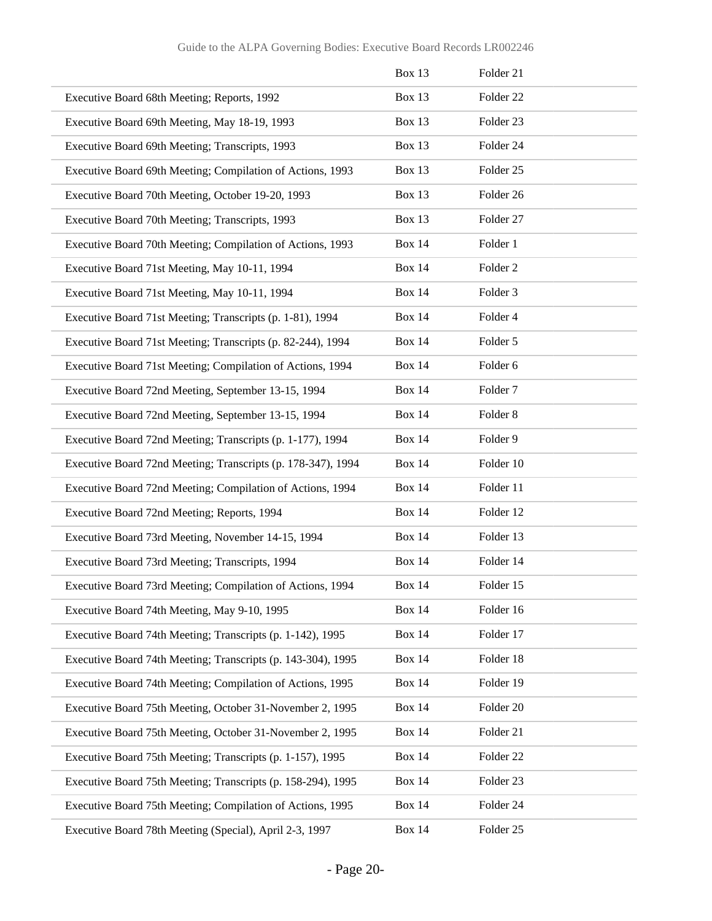| | Box 13 | Folder 21 |
|---|---|---|
| Executive Board 68th Meeting; Reports, 1992 | Box 13 | Folder 22 |
| Executive Board 69th Meeting, May 18-19, 1993 | Box 13 | Folder 23 |
| Executive Board 69th Meeting; Transcripts, 1993 | Box 13 | Folder 24 |
| Executive Board 69th Meeting; Compilation of Actions, 1993 | Box 13 | Folder 25 |
| Executive Board 70th Meeting, October 19-20, 1993 | Box 13 | Folder 26 |
| Executive Board 70th Meeting; Transcripts, 1993 | Box 13 | Folder 27 |
| Executive Board 70th Meeting; Compilation of Actions, 1993 | Box 14 | Folder 1 |
| Executive Board 71st Meeting, May 10-11, 1994 | Box 14 | Folder 2 |
| Executive Board 71st Meeting, May 10-11, 1994 | Box 14 | Folder 3 |
| Executive Board 71st Meeting; Transcripts (p. 1-81), 1994 | Box 14 | Folder 4 |
| Executive Board 71st Meeting; Transcripts (p. 82-244), 1994 | Box 14 | Folder 5 |
| Executive Board 71st Meeting; Compilation of Actions, 1994 | Box 14 | Folder 6 |
| Executive Board 72nd Meeting, September 13-15, 1994 | Box 14 | Folder 7 |
| Executive Board 72nd Meeting, September 13-15, 1994 | Box 14 | Folder 8 |
| Executive Board 72nd Meeting; Transcripts (p. 1-177), 1994 | Box 14 | Folder 9 |
| Executive Board 72nd Meeting; Transcripts (p. 178-347), 1994 | Box 14 | Folder 10 |
| Executive Board 72nd Meeting; Compilation of Actions, 1994 | Box 14 | Folder 11 |
| Executive Board 72nd Meeting; Reports, 1994 | Box 14 | Folder 12 |
| Executive Board 73rd Meeting, November 14-15, 1994 | Box 14 | Folder 13 |
| Executive Board 73rd Meeting; Transcripts, 1994 | Box 14 | Folder 14 |
| Executive Board 73rd Meeting; Compilation of Actions, 1994 | Box 14 | Folder 15 |
| Executive Board 74th Meeting, May 9-10, 1995 | Box 14 | Folder 16 |
| Executive Board 74th Meeting; Transcripts (p. 1-142), 1995 | Box 14 | Folder 17 |
| Executive Board 74th Meeting; Transcripts (p. 143-304), 1995 | Box 14 | Folder 18 |
| Executive Board 74th Meeting; Compilation of Actions, 1995 | Box 14 | Folder 19 |
| Executive Board 75th Meeting, October 31-November 2, 1995 | Box 14 | Folder 20 |
| Executive Board 75th Meeting, October 31-November 2, 1995 | Box 14 | Folder 21 |
| Executive Board 75th Meeting; Transcripts (p. 1-157), 1995 | Box 14 | Folder 22 |
| Executive Board 75th Meeting; Transcripts (p. 158-294), 1995 | Box 14 | Folder 23 |
| Executive Board 75th Meeting; Compilation of Actions, 1995 | Box 14 | Folder 24 |
| Executive Board 78th Meeting (Special), April 2-3, 1997 | Box 14 | Folder 25 |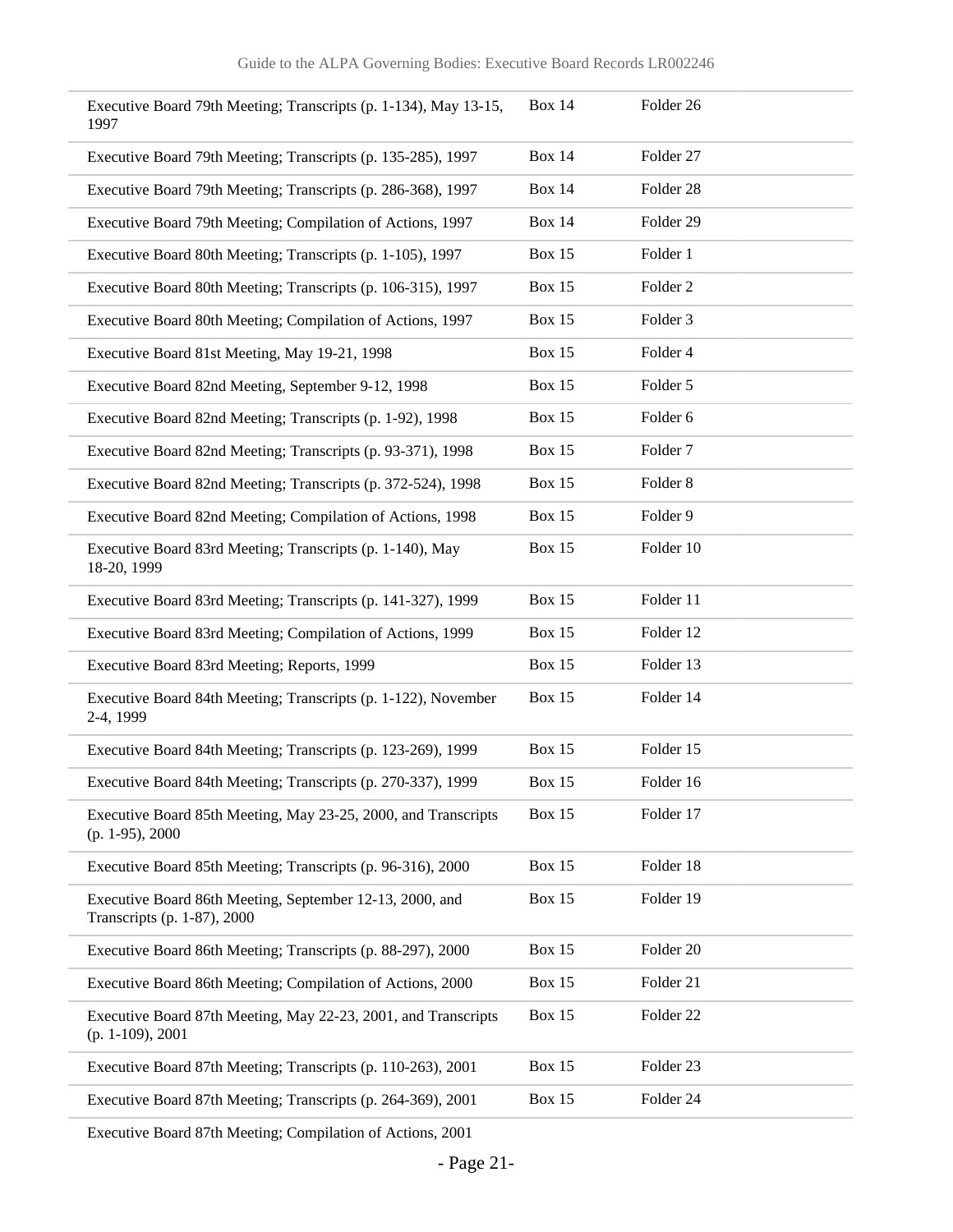| | | |
|---|---|---|
| Executive Board 79th Meeting; Transcripts (p. 1-134), May 13-15, 1997 | Box 14 | Folder 26 |
| Executive Board 79th Meeting; Transcripts (p. 135-285), 1997 | Box 14 | Folder 27 |
| Executive Board 79th Meeting; Transcripts (p. 286-368), 1997 | Box 14 | Folder 28 |
| Executive Board 79th Meeting; Compilation of Actions, 1997 | Box 14 | Folder 29 |
| Executive Board 80th Meeting; Transcripts (p. 1-105), 1997 | Box 15 | Folder 1 |
| Executive Board 80th Meeting; Transcripts (p. 106-315), 1997 | Box 15 | Folder 2 |
| Executive Board 80th Meeting; Compilation of Actions, 1997 | Box 15 | Folder 3 |
| Executive Board 81st Meeting, May 19-21, 1998 | Box 15 | Folder 4 |
| Executive Board 82nd Meeting, September 9-12, 1998 | Box 15 | Folder 5 |
| Executive Board 82nd Meeting; Transcripts (p. 1-92), 1998 | Box 15 | Folder 6 |
| Executive Board 82nd Meeting; Transcripts (p. 93-371), 1998 | Box 15 | Folder 7 |
| Executive Board 82nd Meeting; Transcripts (p. 372-524), 1998 | Box 15 | Folder 8 |
| Executive Board 82nd Meeting; Compilation of Actions, 1998 | Box 15 | Folder 9 |
| Executive Board 83rd Meeting; Transcripts (p. 1-140), May 18-20, 1999 | Box 15 | Folder 10 |
| Executive Board 83rd Meeting; Transcripts (p. 141-327), 1999 | Box 15 | Folder 11 |
| Executive Board 83rd Meeting; Compilation of Actions, 1999 | Box 15 | Folder 12 |
| Executive Board 83rd Meeting; Reports, 1999 | Box 15 | Folder 13 |
| Executive Board 84th Meeting; Transcripts (p. 1-122), November 2-4, 1999 | Box 15 | Folder 14 |
| Executive Board 84th Meeting; Transcripts (p. 123-269), 1999 | Box 15 | Folder 15 |
| Executive Board 84th Meeting; Transcripts (p. 270-337), 1999 | Box 15 | Folder 16 |
| Executive Board 85th Meeting, May 23-25, 2000, and Transcripts (p. 1-95), 2000 | Box 15 | Folder 17 |
| Executive Board 85th Meeting; Transcripts (p. 96-316), 2000 | Box 15 | Folder 18 |
| Executive Board 86th Meeting, September 12-13, 2000, and Transcripts (p. 1-87), 2000 | Box 15 | Folder 19 |
| Executive Board 86th Meeting; Transcripts (p. 88-297), 2000 | Box 15 | Folder 20 |
| Executive Board 86th Meeting; Compilation of Actions, 2000 | Box 15 | Folder 21 |
| Executive Board 87th Meeting, May 22-23, 2001, and Transcripts (p. 1-109), 2001 | Box 15 | Folder 22 |
| Executive Board 87th Meeting; Transcripts (p. 110-263), 2001 | Box 15 | Folder 23 |
| Executive Board 87th Meeting; Transcripts (p. 264-369), 2001 | Box 15 | Folder 24 |
| Executive Board 87th Meeting; Compilation of Actions, 2001 | | |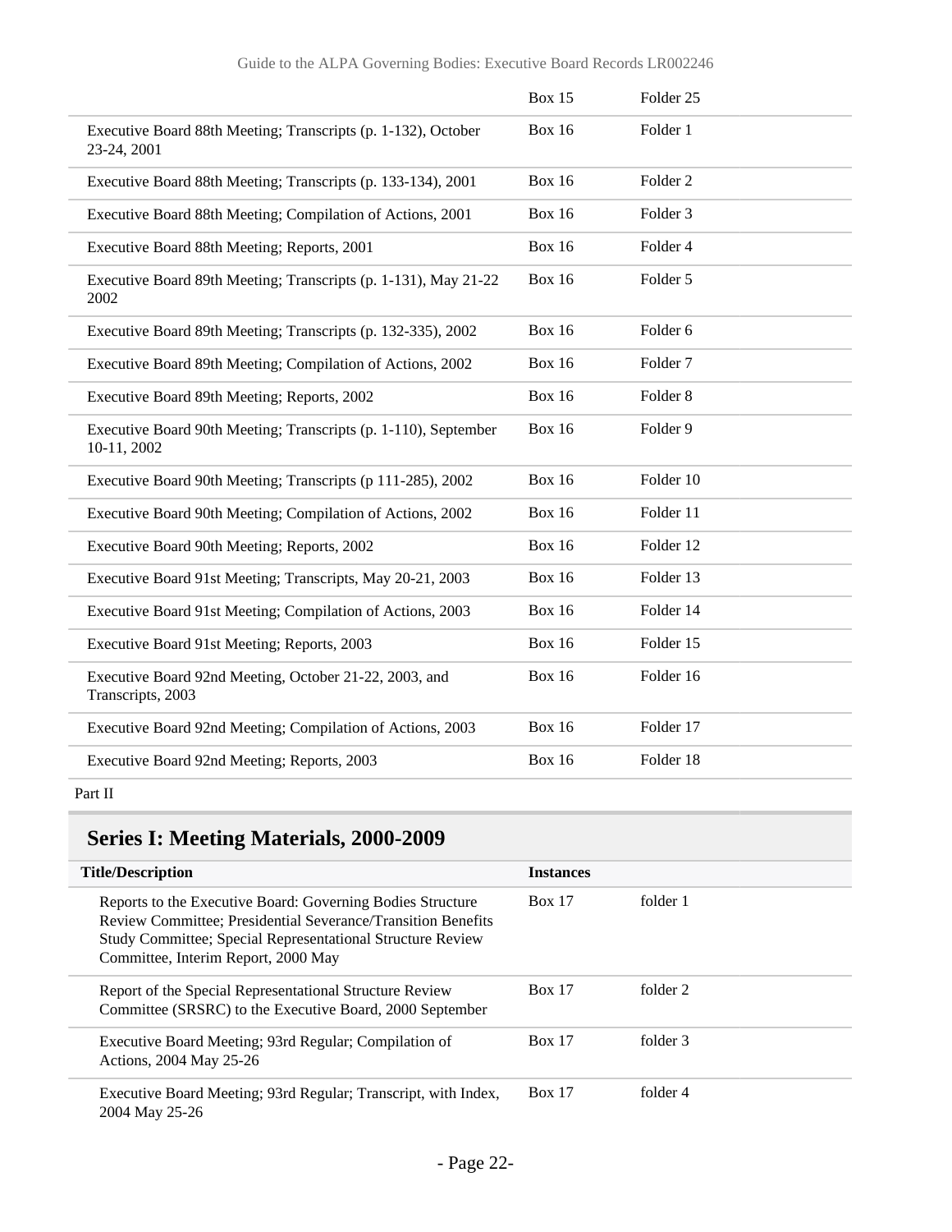| | | |
|---|---|---|
| | Box 15 | Folder 25 |
| Executive Board 88th Meeting; Transcripts (p. 1-132), October 23-24, 2001 | Box 16 | Folder 1 |
| Executive Board 88th Meeting; Transcripts (p. 133-134), 2001 | Box 16 | Folder 2 |
| Executive Board 88th Meeting; Compilation of Actions, 2001 | Box 16 | Folder 3 |
| Executive Board 88th Meeting; Reports, 2001 | Box 16 | Folder 4 |
| Executive Board 89th Meeting; Transcripts (p. 1-131), May 21-22 2002 | Box 16 | Folder 5 |
| Executive Board 89th Meeting; Transcripts (p. 132-335), 2002 | Box 16 | Folder 6 |
| Executive Board 89th Meeting; Compilation of Actions, 2002 | Box 16 | Folder 7 |
| Executive Board 89th Meeting; Reports, 2002 | Box 16 | Folder 8 |
| Executive Board 90th Meeting; Transcripts (p. 1-110), September 10-11, 2002 | Box 16 | Folder 9 |
| Executive Board 90th Meeting; Transcripts (p 111-285), 2002 | Box 16 | Folder 10 |
| Executive Board 90th Meeting; Compilation of Actions, 2002 | Box 16 | Folder 11 |
| Executive Board 90th Meeting; Reports, 2002 | Box 16 | Folder 12 |
| Executive Board 91st Meeting; Transcripts, May 20-21, 2003 | Box 16 | Folder 13 |
| Executive Board 91st Meeting; Compilation of Actions, 2003 | Box 16 | Folder 14 |
| Executive Board 91st Meeting; Reports, 2003 | Box 16 | Folder 15 |
| Executive Board 92nd Meeting, October 21-22, 2003, and Transcripts, 2003 | Box 16 | Folder 16 |
| Executive Board 92nd Meeting; Compilation of Actions, 2003 | Box 16 | Folder 17 |
| Executive Board 92nd Meeting; Reports, 2003 | Box 16 | Folder 18 |

Part II

## Series I: Meeting Materials, 2000-2009

| Title/Description | Instances | |
|---|---|---|
| Reports to the Executive Board: Governing Bodies Structure Review Committee; Presidential Severance/Transition Benefits Study Committee; Special Representational Structure Review Committee, Interim Report, 2000 May | Box 17 | folder 1 |
| Report of the Special Representational Structure Review Committee (SRSRC) to the Executive Board, 2000 September | Box 17 | folder 2 |
| Executive Board Meeting; 93rd Regular; Compilation of Actions, 2004 May 25-26 | Box 17 | folder 3 |
| Executive Board Meeting; 93rd Regular; Transcript, with Index, 2004 May 25-26 | Box 17 | folder 4 |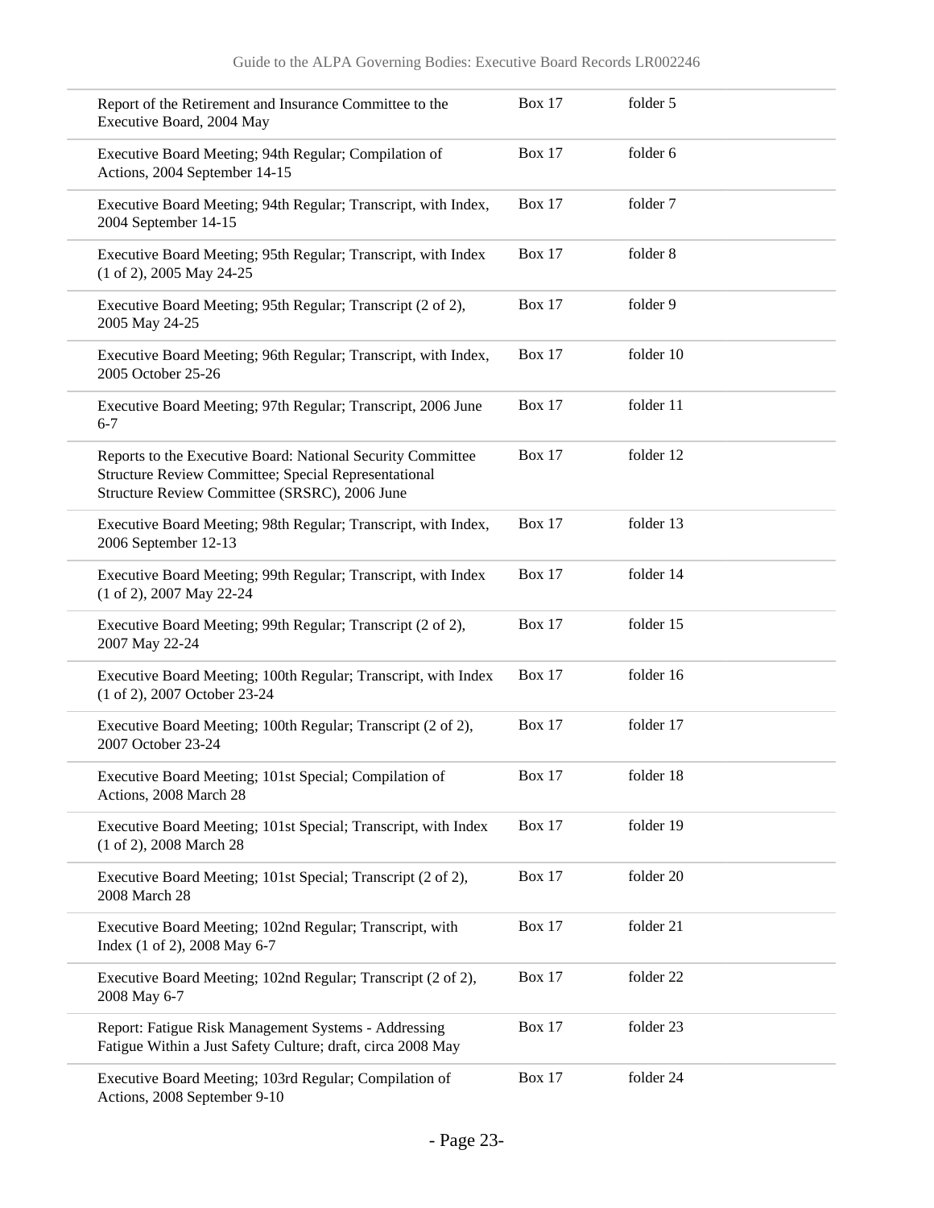| | | |
|---|---|---|
| Report of the Retirement and Insurance Committee to the Executive Board, 2004 May | Box 17 | folder 5 |
| Executive Board Meeting; 94th Regular; Compilation of Actions, 2004 September 14-15 | Box 17 | folder 6 |
| Executive Board Meeting; 94th Regular; Transcript, with Index, 2004 September 14-15 | Box 17 | folder 7 |
| Executive Board Meeting; 95th Regular; Transcript, with Index (1 of 2), 2005 May 24-25 | Box 17 | folder 8 |
| Executive Board Meeting; 95th Regular; Transcript (2 of 2), 2005 May 24-25 | Box 17 | folder 9 |
| Executive Board Meeting; 96th Regular; Transcript, with Index, 2005 October 25-26 | Box 17 | folder 10 |
| Executive Board Meeting; 97th Regular; Transcript, 2006 June 6-7 | Box 17 | folder 11 |
| Reports to the Executive Board: National Security Committee Structure Review Committee; Special Representational Structure Review Committee (SRSRC), 2006 June | Box 17 | folder 12 |
| Executive Board Meeting; 98th Regular; Transcript, with Index, 2006 September 12-13 | Box 17 | folder 13 |
| Executive Board Meeting; 99th Regular; Transcript, with Index (1 of 2), 2007 May 22-24 | Box 17 | folder 14 |
| Executive Board Meeting; 99th Regular; Transcript (2 of 2), 2007 May 22-24 | Box 17 | folder 15 |
| Executive Board Meeting; 100th Regular; Transcript, with Index (1 of 2), 2007 October 23-24 | Box 17 | folder 16 |
| Executive Board Meeting; 100th Regular; Transcript (2 of 2), 2007 October 23-24 | Box 17 | folder 17 |
| Executive Board Meeting; 101st Special; Compilation of Actions, 2008 March 28 | Box 17 | folder 18 |
| Executive Board Meeting; 101st Special; Transcript, with Index (1 of 2), 2008 March 28 | Box 17 | folder 19 |
| Executive Board Meeting; 101st Special; Transcript (2 of 2), 2008 March 28 | Box 17 | folder 20 |
| Executive Board Meeting; 102nd Regular; Transcript, with Index (1 of 2), 2008 May 6-7 | Box 17 | folder 21 |
| Executive Board Meeting; 102nd Regular; Transcript (2 of 2), 2008 May 6-7 | Box 17 | folder 22 |
| Report: Fatigue Risk Management Systems - Addressing Fatigue Within a Just Safety Culture; draft, circa 2008 May | Box 17 | folder 23 |
| Executive Board Meeting; 103rd Regular; Compilation of Actions, 2008 September 9-10 | Box 17 | folder 24 |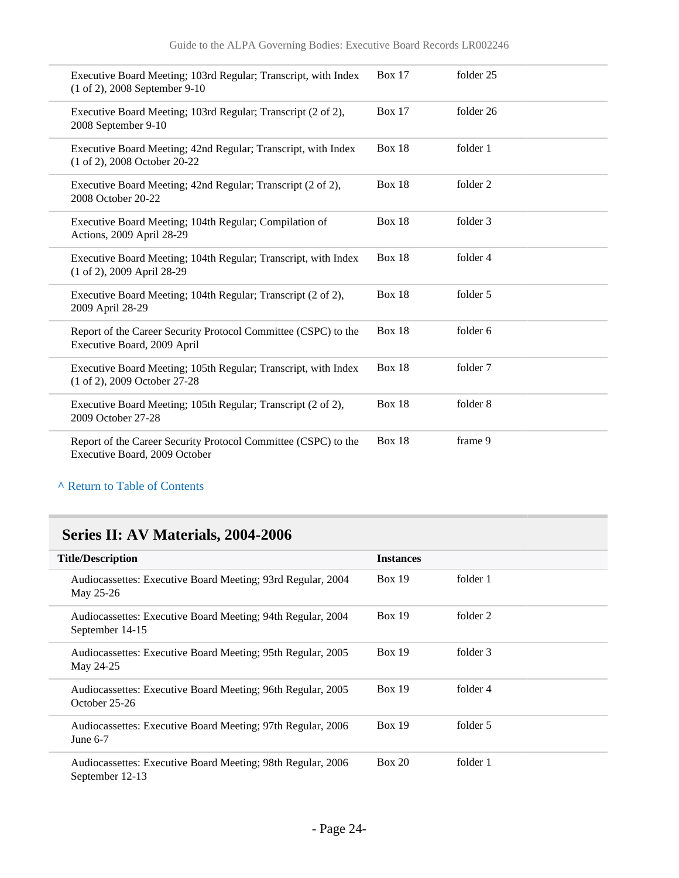| | | |
|---|---|---|
| Executive Board Meeting; 103rd Regular; Transcript, with Index (1 of 2), 2008 September 9-10 | Box 17 | folder 25 |
| Executive Board Meeting; 103rd Regular; Transcript (2 of 2), 2008 September 9-10 | Box 17 | folder 26 |
| Executive Board Meeting; 42nd Regular; Transcript, with Index (1 of 2), 2008 October 20-22 | Box 18 | folder 1 |
| Executive Board Meeting; 42nd Regular; Transcript (2 of 2), 2008 October 20-22 | Box 18 | folder 2 |
| Executive Board Meeting; 104th Regular; Compilation of Actions, 2009 April 28-29 | Box 18 | folder 3 |
| Executive Board Meeting; 104th Regular; Transcript, with Index (1 of 2), 2009 April 28-29 | Box 18 | folder 4 |
| Executive Board Meeting; 104th Regular; Transcript (2 of 2), 2009 April 28-29 | Box 18 | folder 5 |
| Report of the Career Security Protocol Committee (CSPC) to the Executive Board, 2009 April | Box 18 | folder 6 |
| Executive Board Meeting; 105th Regular; Transcript, with Index (1 of 2), 2009 October 27-28 | Box 18 | folder 7 |
| Executive Board Meeting; 105th Regular; Transcript (2 of 2), 2009 October 27-28 | Box 18 | folder 8 |
| Report of the Career Security Protocol Committee (CSPC) to the Executive Board, 2009 October | Box 18 | frame 9 |

^ Return to Table of Contents

## Series II: AV Materials, 2004-2006

| Title/Description | Instances | |
|---|---|---|
| Audiocassettes: Executive Board Meeting; 93rd Regular, 2004 May 25-26 | Box 19 | folder 1 |
| Audiocassettes: Executive Board Meeting; 94th Regular, 2004 September 14-15 | Box 19 | folder 2 |
| Audiocassettes: Executive Board Meeting; 95th Regular, 2005 May 24-25 | Box 19 | folder 3 |
| Audiocassettes: Executive Board Meeting; 96th Regular, 2005 October 25-26 | Box 19 | folder 4 |
| Audiocassettes: Executive Board Meeting; 97th Regular, 2006 June 6-7 | Box 19 | folder 5 |
| Audiocassettes: Executive Board Meeting; 98th Regular, 2006 September 12-13 | Box 20 | folder 1 |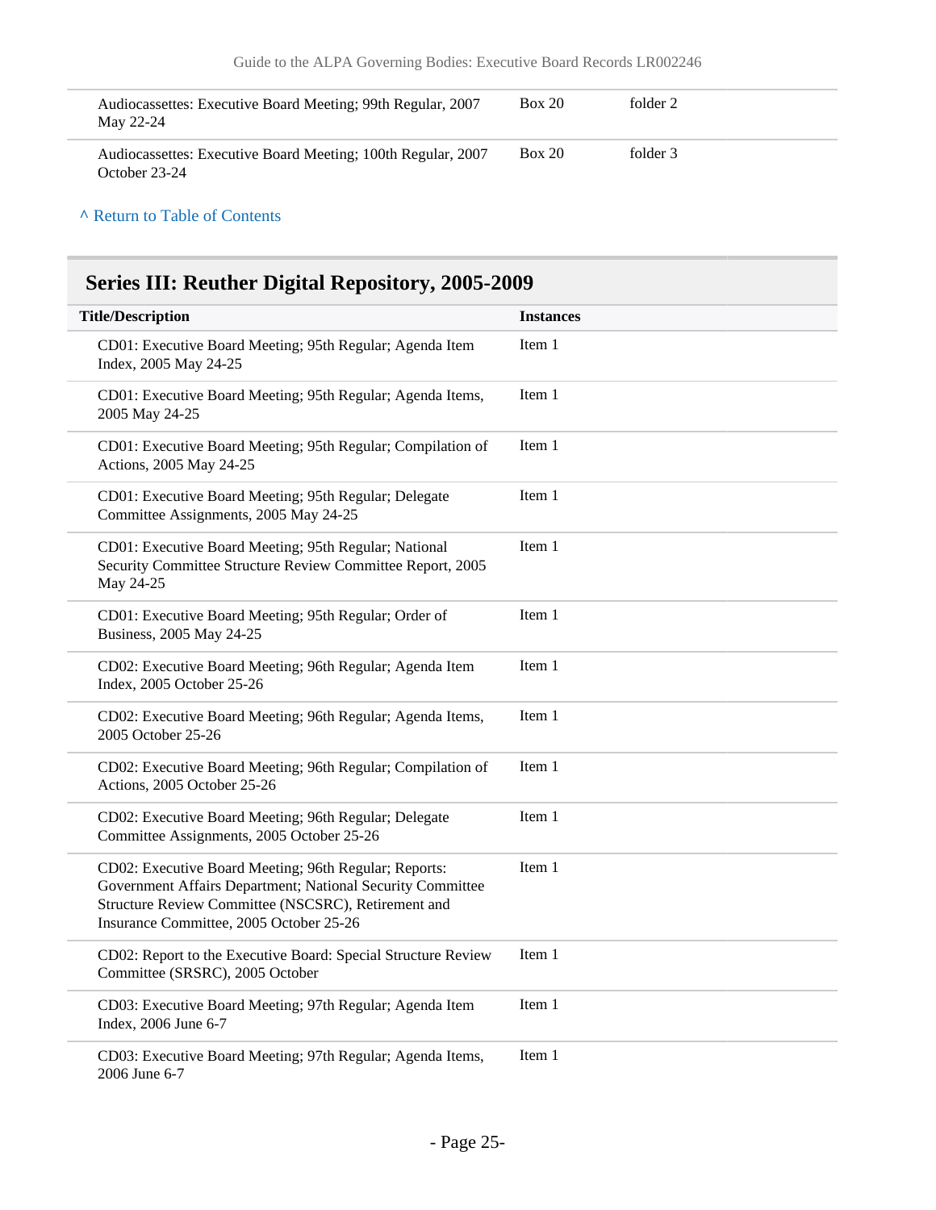| | | |
|---|---|---|
| Audiocassettes: Executive Board Meeting; 99th Regular, 2007 May 22-24 | Box 20 | folder 2 |
| Audiocassettes: Executive Board Meeting; 100th Regular, 2007 October 23-24 | Box 20 | folder 3 |

^ Return to Table of Contents

## Series III: Reuther Digital Repository, 2005-2009

| Title/Description | Instances |
|---|---|
| CD01: Executive Board Meeting; 95th Regular; Agenda Item Index, 2005 May 24-25 | Item 1 |
| CD01: Executive Board Meeting; 95th Regular; Agenda Items, 2005 May 24-25 | Item 1 |
| CD01: Executive Board Meeting; 95th Regular; Compilation of Actions, 2005 May 24-25 | Item 1 |
| CD01: Executive Board Meeting; 95th Regular; Delegate Committee Assignments, 2005 May 24-25 | Item 1 |
| CD01: Executive Board Meeting; 95th Regular; National Security Committee Structure Review Committee Report, 2005 May 24-25 | Item 1 |
| CD01: Executive Board Meeting; 95th Regular; Order of Business, 2005 May 24-25 | Item 1 |
| CD02: Executive Board Meeting; 96th Regular; Agenda Item Index, 2005 October 25-26 | Item 1 |
| CD02: Executive Board Meeting; 96th Regular; Agenda Items, 2005 October 25-26 | Item 1 |
| CD02: Executive Board Meeting; 96th Regular; Compilation of Actions, 2005 October 25-26 | Item 1 |
| CD02: Executive Board Meeting; 96th Regular; Delegate Committee Assignments, 2005 October 25-26 | Item 1 |
| CD02: Executive Board Meeting; 96th Regular; Reports: Government Affairs Department; National Security Committee Structure Review Committee (NSCSRC), Retirement and Insurance Committee, 2005 October 25-26 | Item 1 |
| CD02: Report to the Executive Board: Special Structure Review Committee (SRSRC), 2005 October | Item 1 |
| CD03: Executive Board Meeting; 97th Regular; Agenda Item Index, 2006 June 6-7 | Item 1 |
| CD03: Executive Board Meeting; 97th Regular; Agenda Items, 2006 June 6-7 | Item 1 |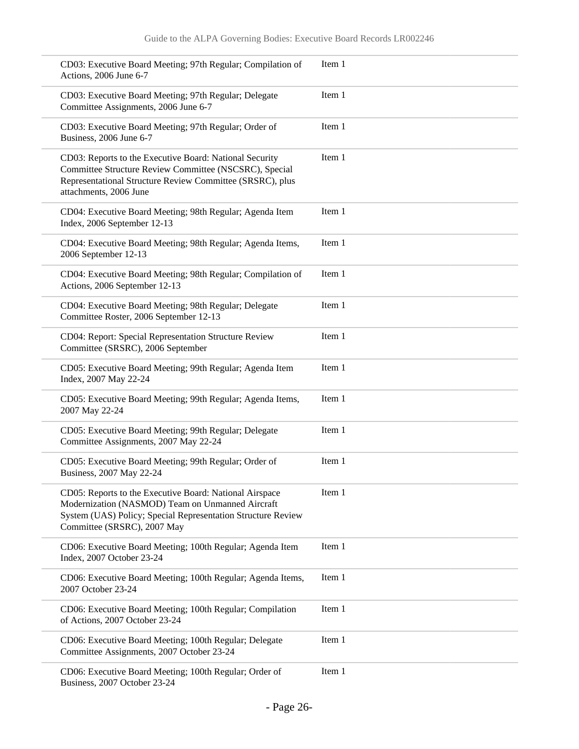| | |
|---|---|
| CD03: Executive Board Meeting; 97th Regular; Compilation of Actions, 2006 June 6-7 | Item 1 |
| CD03: Executive Board Meeting; 97th Regular; Delegate Committee Assignments, 2006 June 6-7 | Item 1 |
| CD03: Executive Board Meeting; 97th Regular; Order of Business, 2006 June 6-7 | Item 1 |
| CD03: Reports to the Executive Board: National Security Committee Structure Review Committee (NSCSRC), Special Representational Structure Review Committee (SRSRC), plus attachments, 2006 June | Item 1 |
| CD04: Executive Board Meeting; 98th Regular; Agenda Item Index, 2006 September 12-13 | Item 1 |
| CD04: Executive Board Meeting; 98th Regular; Agenda Items, 2006 September 12-13 | Item 1 |
| CD04: Executive Board Meeting; 98th Regular; Compilation of Actions, 2006 September 12-13 | Item 1 |
| CD04: Executive Board Meeting; 98th Regular; Delegate Committee Roster, 2006 September 12-13 | Item 1 |
| CD04: Report: Special Representation Structure Review Committee (SRSRC), 2006 September | Item 1 |
| CD05: Executive Board Meeting; 99th Regular; Agenda Item Index, 2007 May 22-24 | Item 1 |
| CD05: Executive Board Meeting; 99th Regular; Agenda Items, 2007 May 22-24 | Item 1 |
| CD05: Executive Board Meeting; 99th Regular; Delegate Committee Assignments, 2007 May 22-24 | Item 1 |
| CD05: Executive Board Meeting; 99th Regular; Order of Business, 2007 May 22-24 | Item 1 |
| CD05: Reports to the Executive Board: National Airspace Modernization (NASMOD) Team on Unmanned Aircraft System (UAS) Policy; Special Representation Structure Review Committee (SRSRC), 2007 May | Item 1 |
| CD06: Executive Board Meeting; 100th Regular; Agenda Item Index, 2007 October 23-24 | Item 1 |
| CD06: Executive Board Meeting; 100th Regular; Agenda Items, 2007 October 23-24 | Item 1 |
| CD06: Executive Board Meeting; 100th Regular; Compilation of Actions, 2007 October 23-24 | Item 1 |
| CD06: Executive Board Meeting; 100th Regular; Delegate Committee Assignments, 2007 October 23-24 | Item 1 |
| CD06: Executive Board Meeting; 100th Regular; Order of Business, 2007 October 23-24 | Item 1 |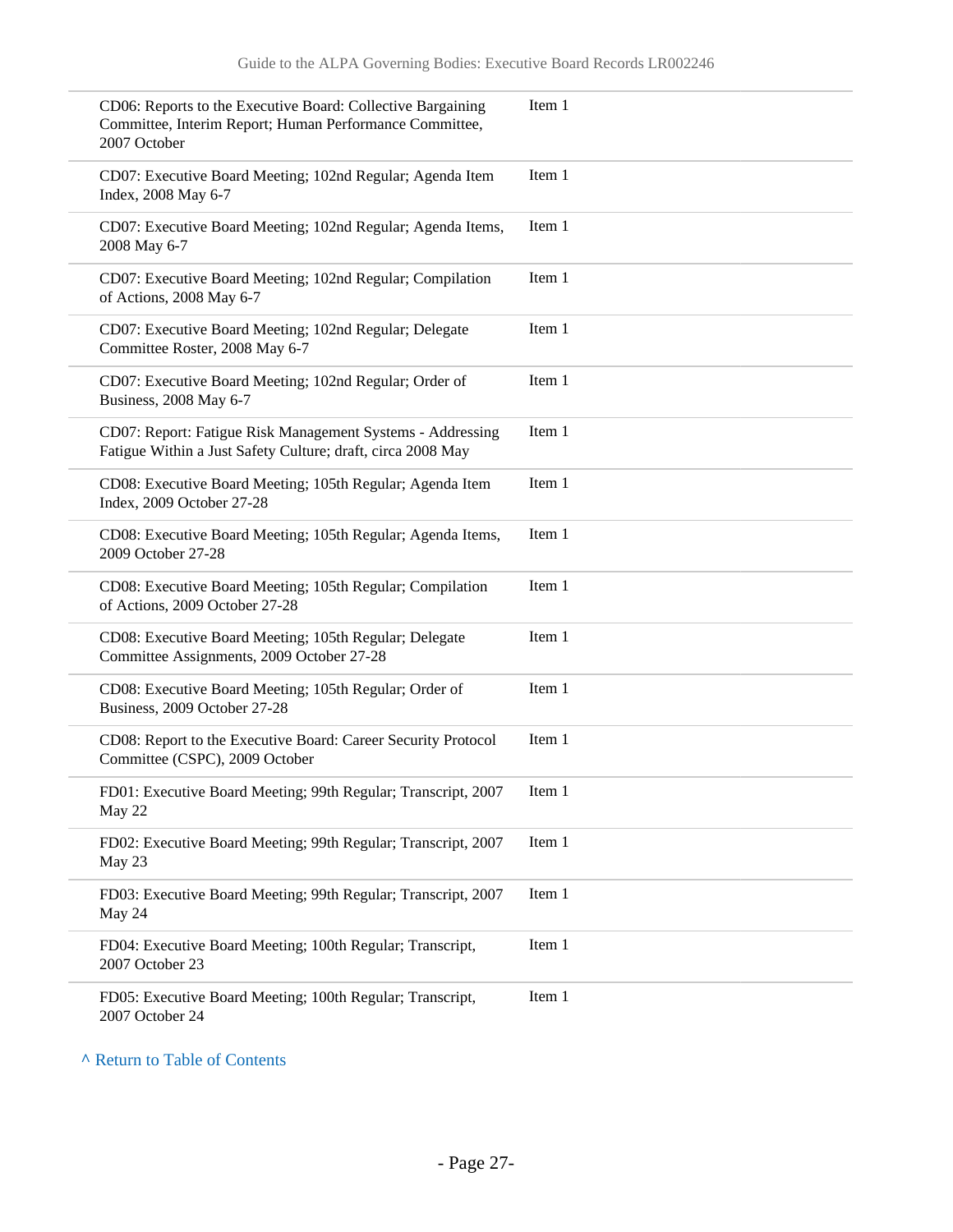| | |
|---|---|
| CD06: Reports to the Executive Board: Collective Bargaining Committee, Interim Report; Human Performance Committee, 2007 October | Item 1 |
| CD07: Executive Board Meeting; 102nd Regular; Agenda Item Index, 2008 May 6-7 | Item 1 |
| CD07: Executive Board Meeting; 102nd Regular; Agenda Items, 2008 May 6-7 | Item 1 |
| CD07: Executive Board Meeting; 102nd Regular; Compilation of Actions, 2008 May 6-7 | Item 1 |
| CD07: Executive Board Meeting; 102nd Regular; Delegate Committee Roster, 2008 May 6-7 | Item 1 |
| CD07: Executive Board Meeting; 102nd Regular; Order of Business, 2008 May 6-7 | Item 1 |
| CD07: Report: Fatigue Risk Management Systems - Addressing Fatigue Within a Just Safety Culture; draft, circa 2008 May | Item 1 |
| CD08: Executive Board Meeting; 105th Regular; Agenda Item Index, 2009 October 27-28 | Item 1 |
| CD08: Executive Board Meeting; 105th Regular; Agenda Items, 2009 October 27-28 | Item 1 |
| CD08: Executive Board Meeting; 105th Regular; Compilation of Actions, 2009 October 27-28 | Item 1 |
| CD08: Executive Board Meeting; 105th Regular; Delegate Committee Assignments, 2009 October 27-28 | Item 1 |
| CD08: Executive Board Meeting; 105th Regular; Order of Business, 2009 October 27-28 | Item 1 |
| CD08: Report to the Executive Board: Career Security Protocol Committee (CSPC), 2009 October | Item 1 |
| FD01: Executive Board Meeting; 99th Regular; Transcript, 2007 May 22 | Item 1 |
| FD02: Executive Board Meeting; 99th Regular; Transcript, 2007 May 23 | Item 1 |
| FD03: Executive Board Meeting; 99th Regular; Transcript, 2007 May 24 | Item 1 |
| FD04: Executive Board Meeting; 100th Regular; Transcript, 2007 October 23 | Item 1 |
| FD05: Executive Board Meeting; 100th Regular; Transcript, 2007 October 24 | Item 1 |

^ Return to Table of Contents